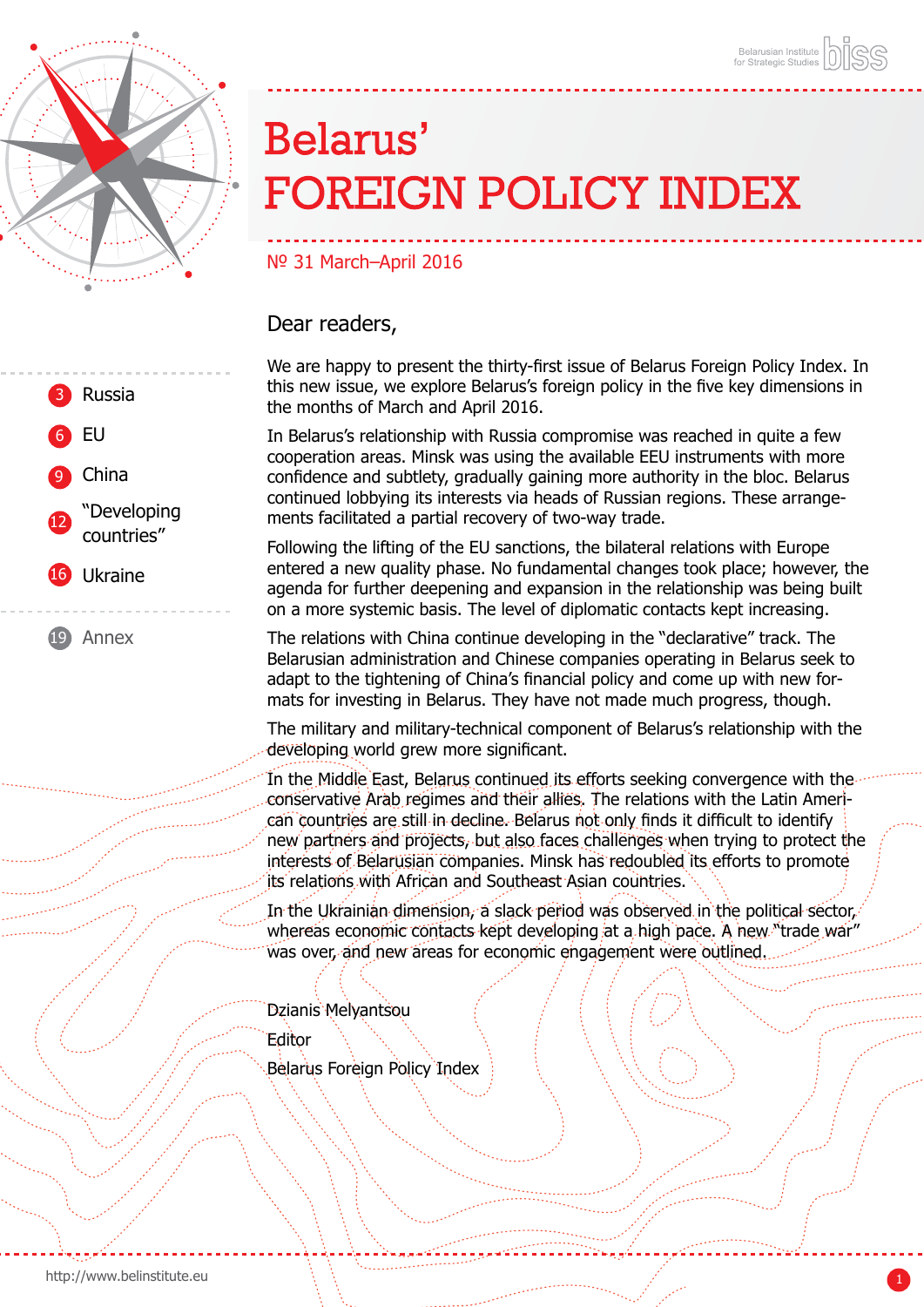# Belarus' FOREIGN POLICY INDEX

№ 31 March–April 2016

- 3 Russia
- 6 EU
- 9 China
- 12 "Developing countries"
- 16 Ukraine
- 19 Annex

Dear readers,

We are happy to present the thirty-first issue of Belarus Foreign Policy Index. In this new issue, we explore Belarus's foreign policy in the five key dimensions in the months of March and April 2016.

In Belarus's relationship with Russia compromise was reached in quite a few cooperation areas. Minsk was using the available EEU instruments with more confidence and subtlety, gradually gaining more authority in the bloc. Belarus continued lobbying its interests via heads of Russian regions. These arrangements facilitated a partial recovery of two-way trade.

Following the lifting of the EU sanctions, the bilateral relations with Europe entered a new quality phase. No fundamental changes took place; however, the agenda for further deepening and expansion in the relationship was being built on a more systemic basis. The level of diplomatic contacts kept increasing.

The relations with China continue developing in the "declarative" track. The Belarusian administration and Chinese companies operating in Belarus seek to adapt to the tightening of China's financial policy and come up with new formats for investing in Belarus. They have not made much progress, though.

The military and military-technical component of Belarus's relationship with the developing world grew more significant.

In the Middle East, Belarus continued its efforts seeking convergence with the conservative Arab regimes and their allies. The relations with the Latin American countries are still in decline. Belarus not only finds it difficult to identify new partners and projects, but also faces challenges when trying to protect the interests of Belarusian companies. Minsk has redoubled its efforts to promote its relations with African and Southeast Asian countries.

In the Ukrainian dimension, a slack period was observed in the political sector, whereas economic contacts kept developing at a high pace. A new "trade war" was over, and new areas for economic engagement were outlined.

Dzianis Melyantsou

Editor

Belarus Foreign Policy Index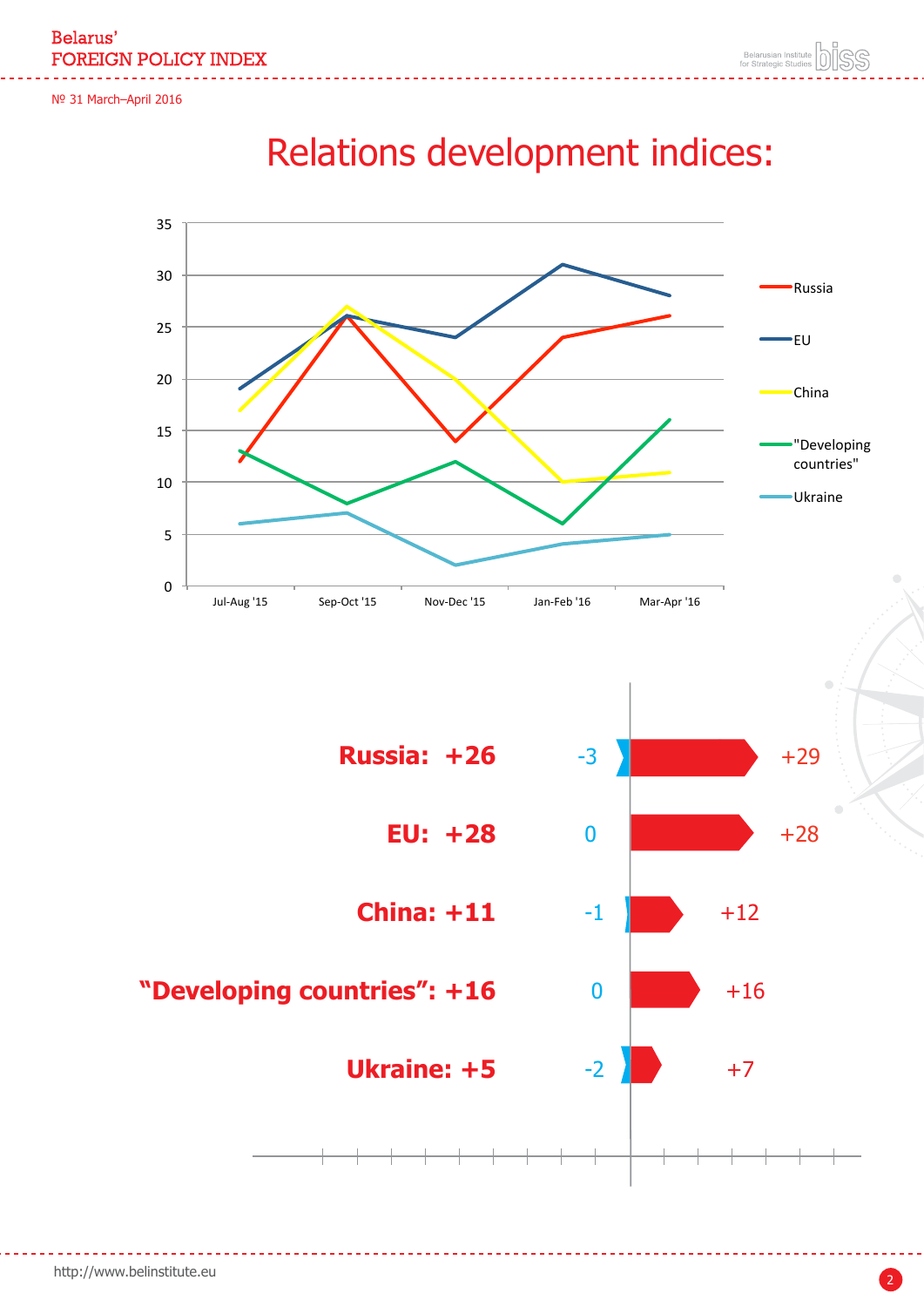# Relations development indices:

| | Jul-Aug '15 | Sep-Oct '15 | Nov-Dec '15 | Jan-Feb '16 | Mar-Apr '16 |
|---|---|---|---|---|---|
| Russia | 12 | 26 | 14 | 24 | 26 |
| EU | 19 | 26 | 24 | 31 | 28 |
| China | 17 | 27 | 20 | 10 | 11 |
| "Developing countries" | 13 | 8 | 12 | 6 | 16 |
| Ukraine | 6 | 7 | 2 | 4 | 5 |

| | Negative | Positive |
|---|---|---|
| **Russia: +26** | -3 | +29 |
| **EU: +28** | 0 | +28 |
| **China: +11** | -1 | +12 |
| **"Developing countries": +16** | 0 | +16 |
| **Ukraine: +5** | -2 | +7 |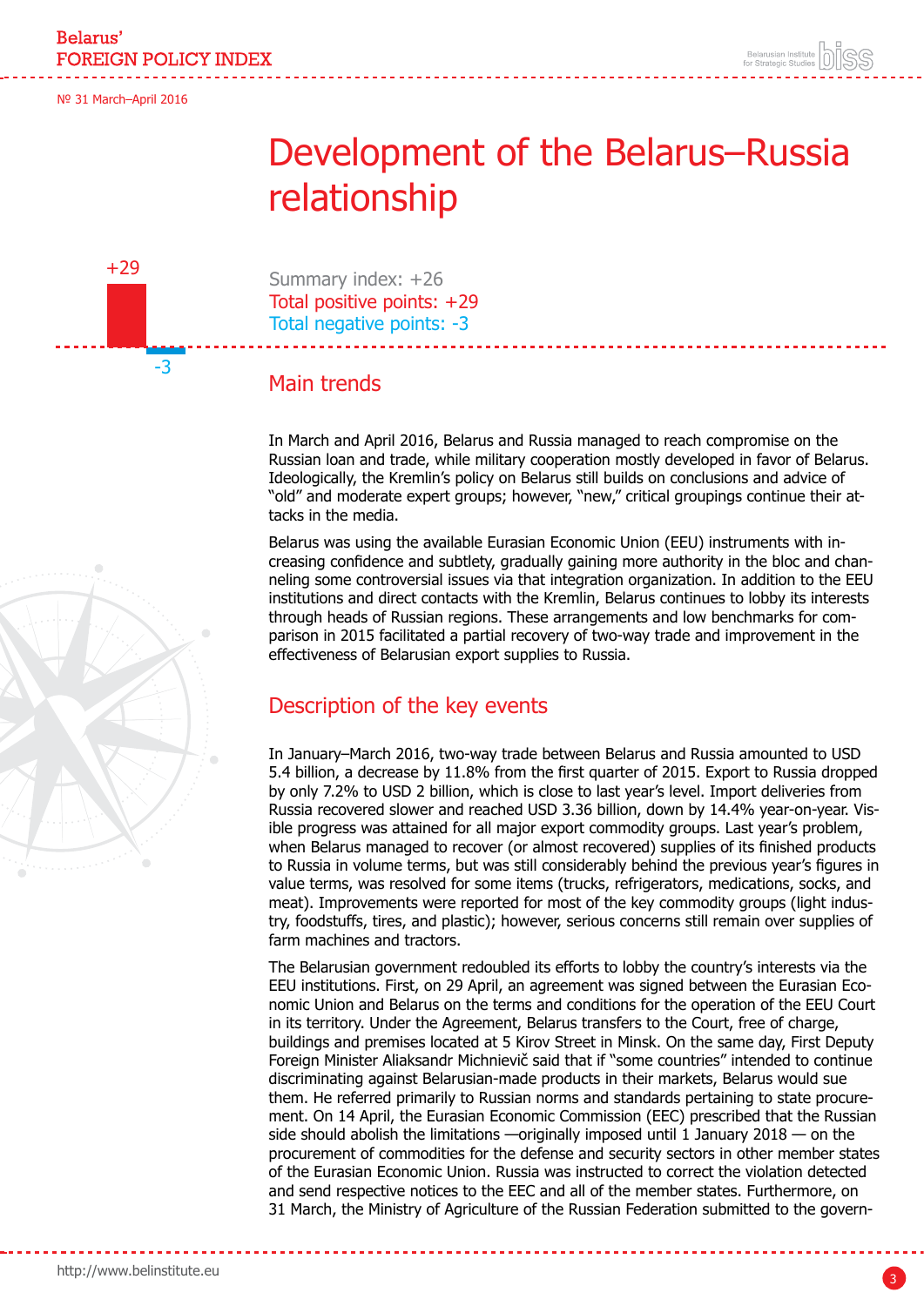# Development of the Belarus–Russia relationship

+29

-3

Summary index: +26
Total positive points: +29
Total negative points: -3

## Main trends

In March and April 2016, Belarus and Russia managed to reach compromise on the Russian loan and trade, while military cooperation mostly developed in favor of Belarus. Ideologically, the Kremlin's policy on Belarus still builds on conclusions and advice of "old" and moderate expert groups; however, "new," critical groupings continue their attacks in the media.

Belarus was using the available Eurasian Economic Union (EEU) instruments with increasing confidence and subtlety, gradually gaining more authority in the bloc and channeling some controversial issues via that integration organization. In addition to the EEU institutions and direct contacts with the Kremlin, Belarus continues to lobby its interests through heads of Russian regions. These arrangements and low benchmarks for comparison in 2015 facilitated a partial recovery of two-way trade and improvement in the effectiveness of Belarusian export supplies to Russia.

## Description of the key events

In January–March 2016, two-way trade between Belarus and Russia amounted to USD 5.4 billion, a decrease by 11.8% from the first quarter of 2015. Export to Russia dropped by only 7.2% to USD 2 billion, which is close to last year's level. Import deliveries from Russia recovered slower and reached USD 3.36 billion, down by 14.4% year-on-year. Visible progress was attained for all major export commodity groups. Last year's problem, when Belarus managed to recover (or almost recovered) supplies of its finished products to Russia in volume terms, but was still considerably behind the previous year's figures in value terms, was resolved for some items (trucks, refrigerators, medications, socks, and meat). Improvements were reported for most of the key commodity groups (light industry, foodstuffs, tires, and plastic); however, serious concerns still remain over supplies of farm machines and tractors.

The Belarusian government redoubled its efforts to lobby the country's interests via the EEU institutions. First, on 29 April, an agreement was signed between the Eurasian Economic Union and Belarus on the terms and conditions for the operation of the EEU Court in its territory. Under the Agreement, Belarus transfers to the Court, free of charge, buildings and premises located at 5 Kirov Street in Minsk. On the same day, First Deputy Foreign Minister Aliaksandr Michnievič said that if "some countries" intended to continue discriminating against Belarusian-made products in their markets, Belarus would sue them. He referred primarily to Russian norms and standards pertaining to state procurement. On 14 April, the Eurasian Economic Commission (EEC) prescribed that the Russian side should abolish the limitations —originally imposed until 1 January 2018 — on the procurement of commodities for the defense and security sectors in other member states of the Eurasian Economic Union. Russia was instructed to correct the violation detected and send respective notices to the EEC and all of the member states. Furthermore, on 31 March, the Ministry of Agriculture of the Russian Federation submitted to the govern-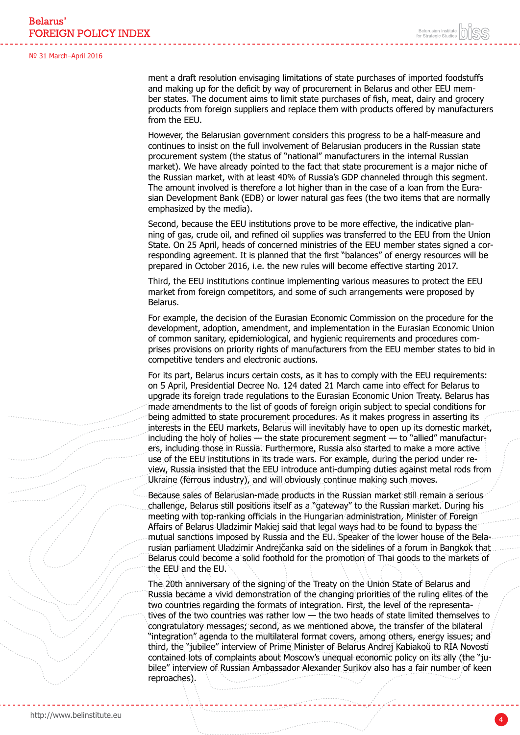ment a draft resolution envisaging limitations of state purchases of imported foodstuffs and making up for the deficit by way of procurement in Belarus and other EEU member states. The document aims to limit state purchases of fish, meat, dairy and grocery products from foreign suppliers and replace them with products offered by manufacturers from the EEU.

However, the Belarusian government considers this progress to be a half-measure and continues to insist on the full involvement of Belarusian producers in the Russian state procurement system (the status of "national" manufacturers in the internal Russian market). We have already pointed to the fact that state procurement is a major niche of the Russian market, with at least 40% of Russia's GDP channeled through this segment. The amount involved is therefore a lot higher than in the case of a loan from the Eurasian Development Bank (EDB) or lower natural gas fees (the two items that are normally emphasized by the media).

Second, because the EEU institutions prove to be more effective, the indicative planning of gas, crude oil, and refined oil supplies was transferred to the EEU from the Union State. On 25 April, heads of concerned ministries of the EEU member states signed a corresponding agreement. It is planned that the first "balances" of energy resources will be prepared in October 2016, i.e. the new rules will become effective starting 2017.

Third, the EEU institutions continue implementing various measures to protect the EEU market from foreign competitors, and some of such arrangements were proposed by Belarus.

For example, the decision of the Eurasian Economic Commission on the procedure for the development, adoption, amendment, and implementation in the Eurasian Economic Union of common sanitary, epidemiological, and hygienic requirements and procedures comprises provisions on priority rights of manufacturers from the EEU member states to bid in competitive tenders and electronic auctions.

For its part, Belarus incurs certain costs, as it has to comply with the EEU requirements: on 5 April, Presidential Decree No. 124 dated 21 March came into effect for Belarus to upgrade its foreign trade regulations to the Eurasian Economic Union Treaty. Belarus has made amendments to the list of goods of foreign origin subject to special conditions for being admitted to state procurement procedures. As it makes progress in asserting its interests in the EEU markets, Belarus will inevitably have to open up its domestic market, including the holy of holies — the state procurement segment — to "allied" manufacturers, including those in Russia. Furthermore, Russia also started to make a more active use of the EEU institutions in its trade wars. For example, during the period under review, Russia insisted that the EEU introduce anti-dumping duties against metal rods from Ukraine (ferrous industry), and will obviously continue making such moves.

Because sales of Belarusian-made products in the Russian market still remain a serious challenge, Belarus still positions itself as a "gateway" to the Russian market. During his meeting with top-ranking officials in the Hungarian administration, Minister of Foreign Affairs of Belarus Uladzimir Makiej said that legal ways had to be found to bypass the mutual sanctions imposed by Russia and the EU. Speaker of the lower house of the Belarusian parliament Uladzimir Andrejčanka said on the sidelines of a forum in Bangkok that Belarus could become a solid foothold for the promotion of Thai goods to the markets of the EEU and the EU.

The 20th anniversary of the signing of the Treaty on the Union State of Belarus and Russia became a vivid demonstration of the changing priorities of the ruling elites of the two countries regarding the formats of integration. First, the level of the representatives of the two countries was rather low — the two heads of state limited themselves to congratulatory messages; second, as we mentioned above, the transfer of the bilateral "integration" agenda to the multilateral format covers, among others, energy issues; and third, the "jubilee" interview of Prime Minister of Belarus Andrej Kabiakoŭ to RIA Novosti contained lots of complaints about Moscow's unequal economic policy on its ally (the "jubilee" interview of Russian Ambassador Alexander Surikov also has a fair number of keen reproaches).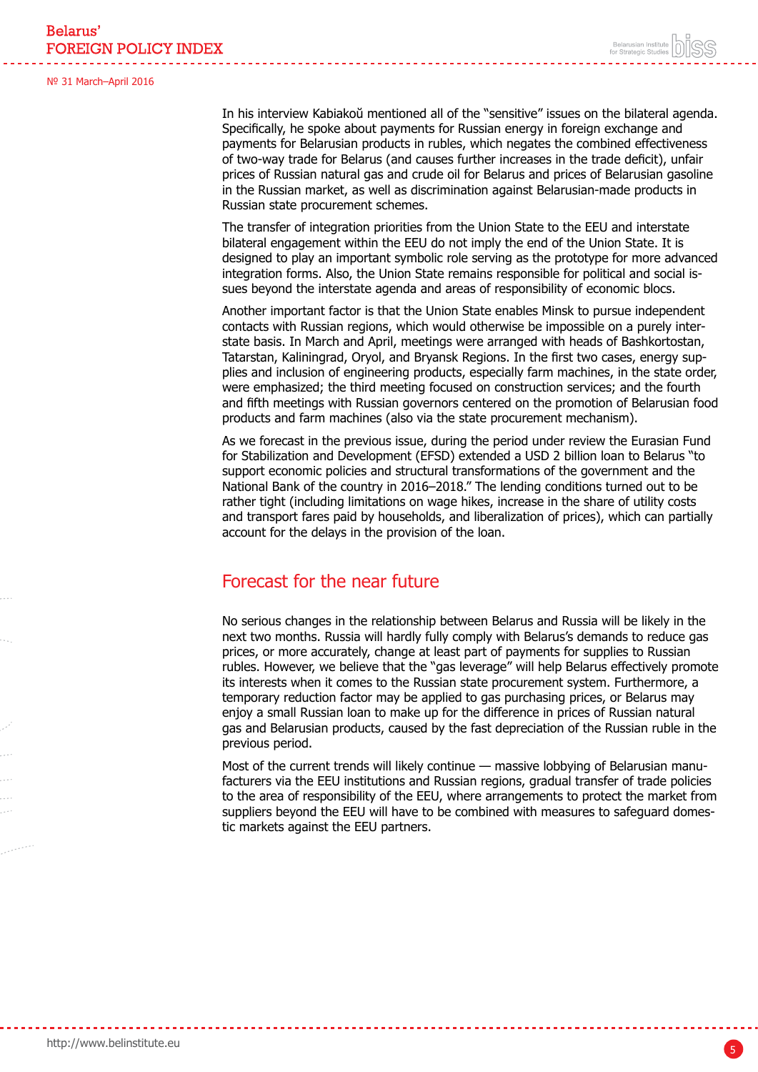In his interview Kabiakoŭ mentioned all of the "sensitive" issues on the bilateral agenda. Specifically, he spoke about payments for Russian energy in foreign exchange and payments for Belarusian products in rubles, which negates the combined effectiveness of two-way trade for Belarus (and causes further increases in the trade deficit), unfair prices of Russian natural gas and crude oil for Belarus and prices of Belarusian gasoline in the Russian market, as well as discrimination against Belarusian-made products in Russian state procurement schemes.

The transfer of integration priorities from the Union State to the EEU and interstate bilateral engagement within the EEU do not imply the end of the Union State. It is designed to play an important symbolic role serving as the prototype for more advanced integration forms. Also, the Union State remains responsible for political and social issues beyond the interstate agenda and areas of responsibility of economic blocs.

Another important factor is that the Union State enables Minsk to pursue independent contacts with Russian regions, which would otherwise be impossible on a purely interstate basis. In March and April, meetings were arranged with heads of Bashkortostan, Tatarstan, Kaliningrad, Oryol, and Bryansk Regions. In the first two cases, energy supplies and inclusion of engineering products, especially farm machines, in the state order, were emphasized; the third meeting focused on construction services; and the fourth and fifth meetings with Russian governors centered on the promotion of Belarusian food products and farm machines (also via the state procurement mechanism).

As we forecast in the previous issue, during the period under review the Eurasian Fund for Stabilization and Development (EFSD) extended a USD 2 billion loan to Belarus "to support economic policies and structural transformations of the government and the National Bank of the country in 2016–2018." The lending conditions turned out to be rather tight (including limitations on wage hikes, increase in the share of utility costs and transport fares paid by households, and liberalization of prices), which can partially account for the delays in the provision of the loan.

## Forecast for the near future

No serious changes in the relationship between Belarus and Russia will be likely in the next two months. Russia will hardly fully comply with Belarus's demands to reduce gas prices, or more accurately, change at least part of payments for supplies to Russian rubles. However, we believe that the "gas leverage" will help Belarus effectively promote its interests when it comes to the Russian state procurement system. Furthermore, a temporary reduction factor may be applied to gas purchasing prices, or Belarus may enjoy a small Russian loan to make up for the difference in prices of Russian natural gas and Belarusian products, caused by the fast depreciation of the Russian ruble in the previous period.

Most of the current trends will likely continue — massive lobbying of Belarusian manufacturers via the EEU institutions and Russian regions, gradual transfer of trade policies to the area of responsibility of the EEU, where arrangements to protect the market from suppliers beyond the EEU will have to be combined with measures to safeguard domestic markets against the EEU partners.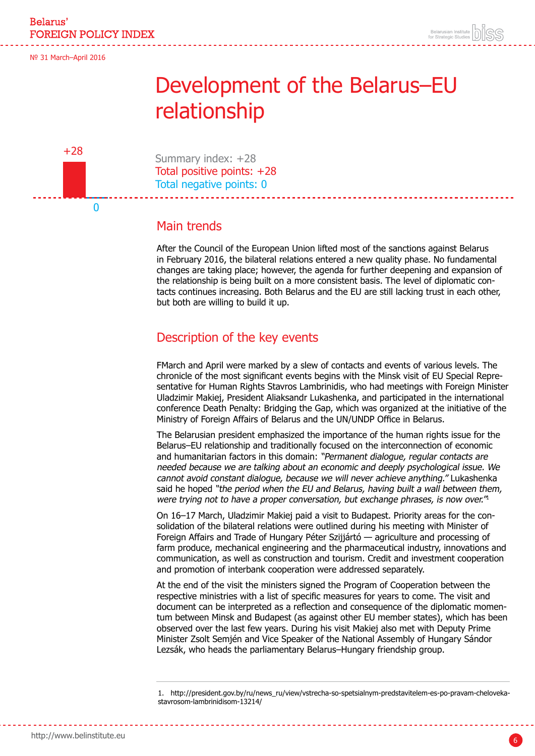# Development of the Belarus–EU relationship

+28

0

Summary index: +28
Total positive points: +28
Total negative points: 0

## Main trends

After the Council of the European Union lifted most of the sanctions against Belarus in February 2016, the bilateral relations entered a new quality phase. No fundamental changes are taking place; however, the agenda for further deepening and expansion of the relationship is being built on a more consistent basis. The level of diplomatic contacts continues increasing. Both Belarus and the EU are still lacking trust in each other, but both are willing to build it up.

## Description of the key events

FMarch and April were marked by a slew of contacts and events of various levels. The chronicle of the most significant events begins with the Minsk visit of EU Special Representative for Human Rights Stavros Lambrinidis, who had meetings with Foreign Minister Uladzimir Makiej, President Aliaksandr Lukashenka, and participated in the international conference Death Penalty: Bridging the Gap, which was organized at the initiative of the Ministry of Foreign Affairs of Belarus and the UN/UNDP Office in Belarus.

The Belarusian president emphasized the importance of the human rights issue for the Belarus–EU relationship and traditionally focused on the interconnection of economic and humanitarian factors in this domain: *"Permanent dialogue, regular contacts are needed because we are talking about an economic and deeply psychological issue. We cannot avoid constant dialogue, because we will never achieve anything."* Lukashenka said he hoped *"the period when the EU and Belarus, having built a wall between them, were trying not to have a proper conversation, but exchange phrases, is now over."*[1]

On 16–17 March, Uladzimir Makiej paid a visit to Budapest. Priority areas for the consolidation of the bilateral relations were outlined during his meeting with Minister of Foreign Affairs and Trade of Hungary Péter Szijjártó — agriculture and processing of farm produce, mechanical engineering and the pharmaceutical industry, innovations and communication, as well as construction and tourism. Credit and investment cooperation and promotion of interbank cooperation were addressed separately.

At the end of the visit the ministers signed the Program of Cooperation between the respective ministries with a list of specific measures for years to come. The visit and document can be interpreted as a reflection and consequence of the diplomatic momentum between Minsk and Budapest (as against other EU member states), which has been observed over the last few years. During his visit Makiej also met with Deputy Prime Minister Zsolt Semjén and Vice Speaker of the National Assembly of Hungary Sándor Lezsák, who heads the parliamentary Belarus–Hungary friendship group.

1. http://president.gov.by/ru/news_ru/view/vstrecha-so-spetsialnym-predstavitelem-es-po-pravam-cheloveka-stavrosom-lambrinidisom-13214/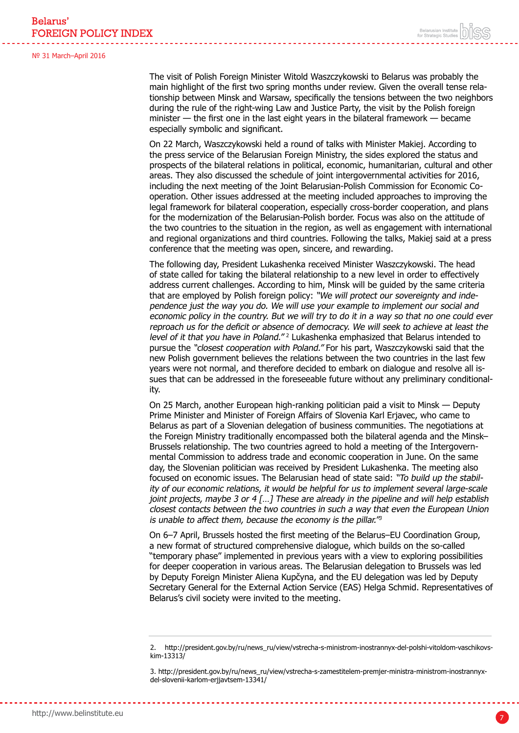The visit of Polish Foreign Minister Witold Waszczykowski to Belarus was probably the main highlight of the first two spring months under review. Given the overall tense relationship between Minsk and Warsaw, specifically the tensions between the two neighbors during the rule of the right-wing Law and Justice Party, the visit by the Polish foreign minister — the first one in the last eight years in the bilateral framework — became especially symbolic and significant.

On 22 March, Waszczykowski held a round of talks with Minister Makiej. According to the press service of the Belarusian Foreign Ministry, the sides explored the status and prospects of the bilateral relations in political, economic, humanitarian, cultural and other areas. They also discussed the schedule of joint intergovernmental activities for 2016, including the next meeting of the Joint Belarusian-Polish Commission for Economic Cooperation. Other issues addressed at the meeting included approaches to improving the legal framework for bilateral cooperation, especially cross-border cooperation, and plans for the modernization of the Belarusian-Polish border. Focus was also on the attitude of the two countries to the situation in the region, as well as engagement with international and regional organizations and third countries. Following the talks, Makiej said at a press conference that the meeting was open, sincere, and rewarding.

The following day, President Lukashenka received Minister Waszczykowski. The head of state called for taking the bilateral relationship to a new level in order to effectively address current challenges. According to him, Minsk will be guided by the same criteria that are employed by Polish foreign policy: *"We will protect our sovereignty and independence just the way you do. We will use your example to implement our social and economic policy in the country. But we will try to do it in a way so that no one could ever reproach us for the deficit or absence of democracy. We will seek to achieve at least the level of it that you have in Poland."* [2] Lukashenka emphasized that Belarus intended to pursue the *"closest cooperation with Poland."* For his part, Waszczykowski said that the new Polish government believes the relations between the two countries in the last few years were not normal, and therefore decided to embark on dialogue and resolve all issues that can be addressed in the foreseeable future without any preliminary conditionality.

On 25 March, another European high-ranking politician paid a visit to Minsk — Deputy Prime Minister and Minister of Foreign Affairs of Slovenia Karl Erjavec, who came to Belarus as part of a Slovenian delegation of business communities. The negotiations at the Foreign Ministry traditionally encompassed both the bilateral agenda and the Minsk–Brussels relationship. The two countries agreed to hold a meeting of the Intergovernmental Commission to address trade and economic cooperation in June. On the same day, the Slovenian politician was received by President Lukashenka. The meeting also focused on economic issues. The Belarusian head of state said: *"To build up the stability of our economic relations, it would be helpful for us to implement several large-scale joint projects, maybe 3 or 4 […] These are already in the pipeline and will help establish closest contacts between the two countries in such a way that even the European Union is unable to affect them, because the economy is the pillar."* [3]

On 6–7 April, Brussels hosted the first meeting of the Belarus–EU Coordination Group, a new format of structured comprehensive dialogue, which builds on the so-called "temporary phase" implemented in previous years with a view to exploring possibilities for deeper cooperation in various areas. The Belarusian delegation to Brussels was led by Deputy Foreign Minister Aliena Kupčyna, and the EU delegation was led by Deputy Secretary General for the External Action Service (EAS) Helga Schmid. Representatives of Belarus's civil society were invited to the meeting.

---

2. http://president.gov.by/ru/news_ru/view/vstrecha-s-ministrom-inostrannyx-del-polshi-vitoldom-vaschikovskim-13313/

3. http://president.gov.by/ru/news_ru/view/vstrecha-s-zamestitelem-premjer-ministra-ministrom-inostrannyx-del-slovenii-karlom-erjjavtsem-13341/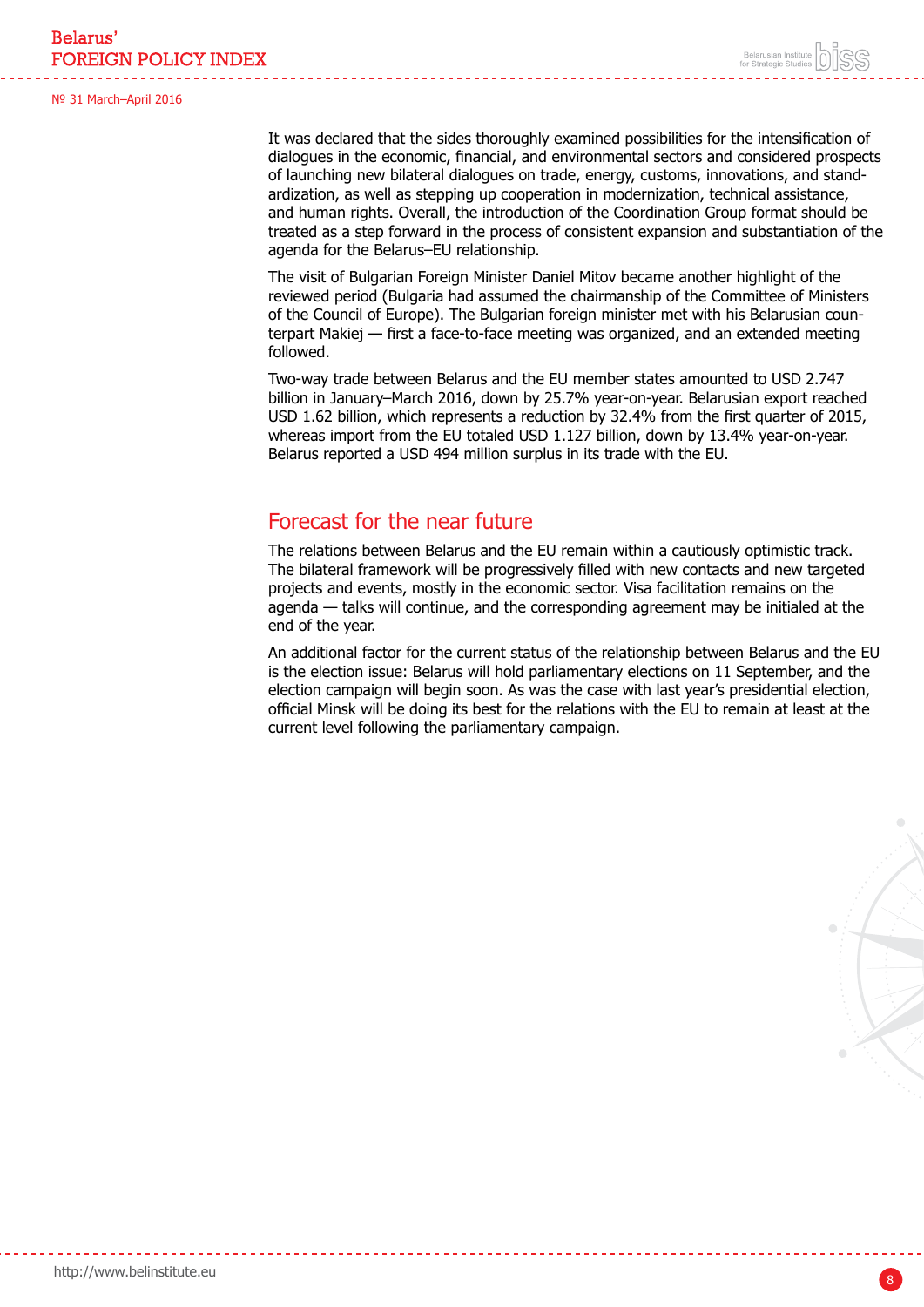It was declared that the sides thoroughly examined possibilities for the intensification of dialogues in the economic, financial, and environmental sectors and considered prospects of launching new bilateral dialogues on trade, energy, customs, innovations, and standardization, as well as stepping up cooperation in modernization, technical assistance, and human rights. Overall, the introduction of the Coordination Group format should be treated as a step forward in the process of consistent expansion and substantiation of the agenda for the Belarus–EU relationship.

The visit of Bulgarian Foreign Minister Daniel Mitov became another highlight of the reviewed period (Bulgaria had assumed the chairmanship of the Committee of Ministers of the Council of Europe). The Bulgarian foreign minister met with his Belarusian counterpart Makiej — first a face-to-face meeting was organized, and an extended meeting followed.

Two-way trade between Belarus and the EU member states amounted to USD 2.747 billion in January–March 2016, down by 25.7% year-on-year. Belarusian export reached USD 1.62 billion, which represents a reduction by 32.4% from the first quarter of 2015, whereas import from the EU totaled USD 1.127 billion, down by 13.4% year-on-year. Belarus reported a USD 494 million surplus in its trade with the EU.

## Forecast for the near future

The relations between Belarus and the EU remain within a cautiously optimistic track. The bilateral framework will be progressively filled with new contacts and new targeted projects and events, mostly in the economic sector. Visa facilitation remains on the agenda — talks will continue, and the corresponding agreement may be initialed at the end of the year.

An additional factor for the current status of the relationship between Belarus and the EU is the election issue: Belarus will hold parliamentary elections on 11 September, and the election campaign will begin soon. As was the case with last year's presidential election, official Minsk will be doing its best for the relations with the EU to remain at least at the current level following the parliamentary campaign.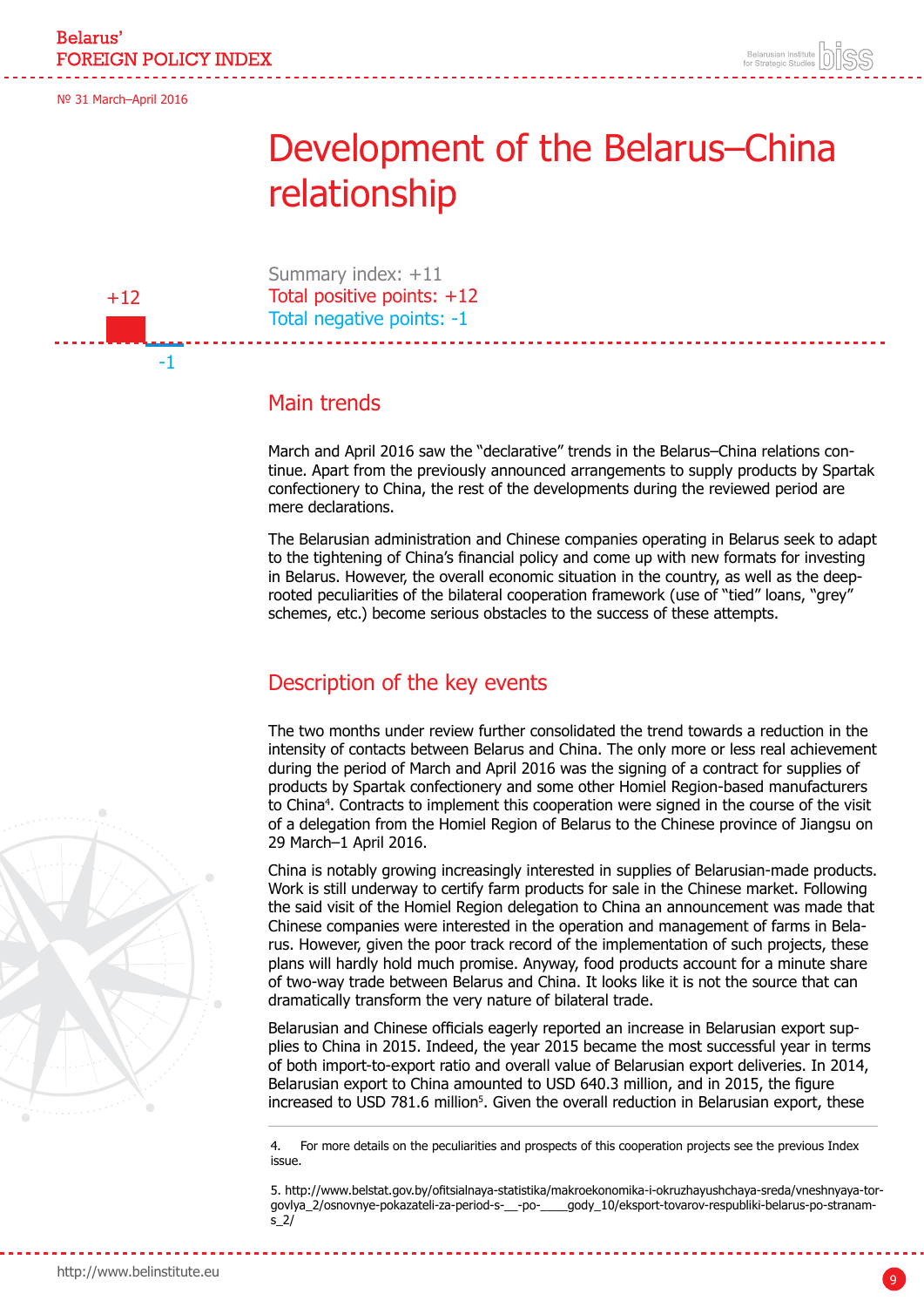# Development of the Belarus–China relationship

+12

-1

Summary index: +11

Total positive points: +12

Total negative points: -1

## Main trends

March and April 2016 saw the "declarative" trends in the Belarus–China relations continue. Apart from the previously announced arrangements to supply products by Spartak confectionery to China, the rest of the developments during the reviewed period are mere declarations.

The Belarusian administration and Chinese companies operating in Belarus seek to adapt to the tightening of China's financial policy and come up with new formats for investing in Belarus. However, the overall economic situation in the country, as well as the deep-rooted peculiarities of the bilateral cooperation framework (use of "tied" loans, "grey" schemes, etc.) become serious obstacles to the success of these attempts.

## Description of the key events

The two months under review further consolidated the trend towards a reduction in the intensity of contacts between Belarus and China. The only more or less real achievement during the period of March and April 2016 was the signing of a contract for supplies of products by Spartak confectionery and some other Homiel Region-based manufacturers to China[4]. Contracts to implement this cooperation were signed in the course of the visit of a delegation from the Homiel Region of Belarus to the Chinese province of Jiangsu on 29 March–1 April 2016.

China is notably growing increasingly interested in supplies of Belarusian-made products. Work is still underway to certify farm products for sale in the Chinese market. Following the said visit of the Homiel Region delegation to China an announcement was made that Chinese companies were interested in the operation and management of farms in Belarus. However, given the poor track record of the implementation of such projects, these plans will hardly hold much promise. Anyway, food products account for a minute share of two-way trade between Belarus and China. It looks like it is not the source that can dramatically transform the very nature of bilateral trade.

Belarusian and Chinese officials eagerly reported an increase in Belarusian export supplies to China in 2015. Indeed, the year 2015 became the most successful year in terms of both import-to-export ratio and overall value of Belarusian export deliveries. In 2014, Belarusian export to China amounted to USD 640.3 million, and in 2015, the figure increased to USD 781.6 million[5]. Given the overall reduction in Belarusian export, these

4. For more details on the peculiarities and prospects of this cooperation projects see the previous Index issue.

5. http://www.belstat.gov.by/ofitsialnaya-statistika/makroekonomika-i-okruzhayushchaya-sreda/vneshnyaya-torgovlya_2/osnovnye-pokazateli-za-period-s-__-po-____gody_10/eksport-tovarov-respubliki-belarus-po-stranam-s_2/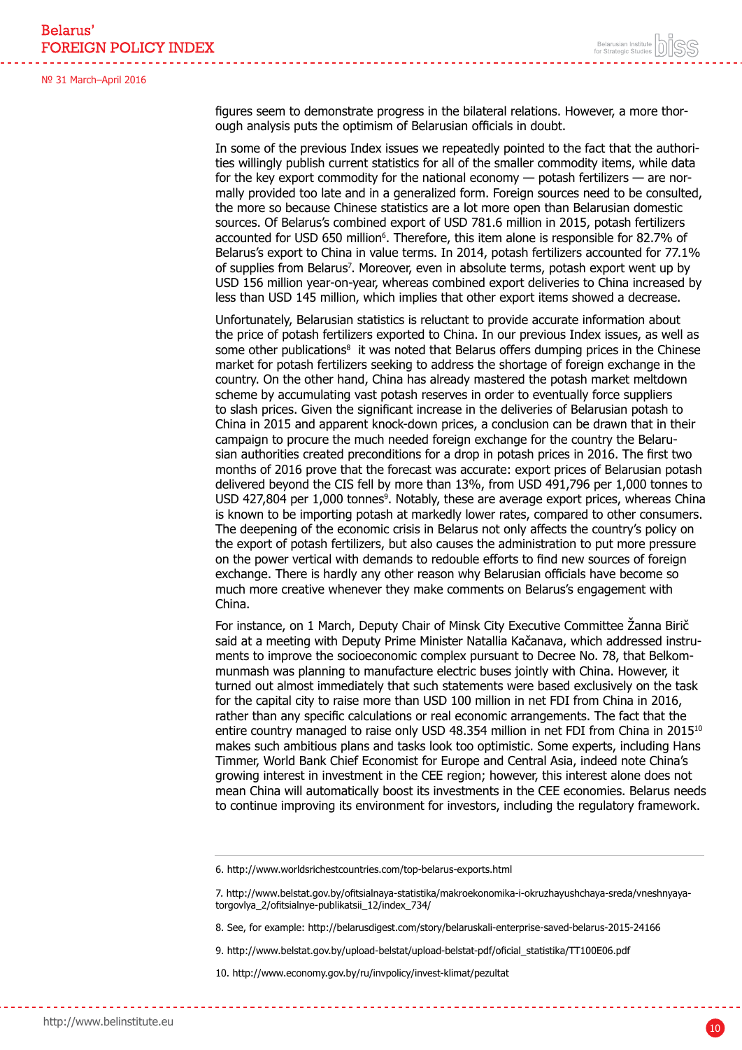figures seem to demonstrate progress in the bilateral relations. However, a more thorough analysis puts the optimism of Belarusian officials in doubt.

In some of the previous Index issues we repeatedly pointed to the fact that the authorities willingly publish current statistics for all of the smaller commodity items, while data for the key export commodity for the national economy — potash fertilizers — are normally provided too late and in a generalized form. Foreign sources need to be consulted, the more so because Chinese statistics are a lot more open than Belarusian domestic sources. Of Belarus's combined export of USD 781.6 million in 2015, potash fertilizers accounted for USD 650 million[6]. Therefore, this item alone is responsible for 82.7% of Belarus's export to China in value terms. In 2014, potash fertilizers accounted for 77.1% of supplies from Belarus[7]. Moreover, even in absolute terms, potash export went up by USD 156 million year-on-year, whereas combined export deliveries to China increased by less than USD 145 million, which implies that other export items showed a decrease.

Unfortunately, Belarusian statistics is reluctant to provide accurate information about the price of potash fertilizers exported to China. In our previous Index issues, as well as some other publications[8] it was noted that Belarus offers dumping prices in the Chinese market for potash fertilizers seeking to address the shortage of foreign exchange in the country. On the other hand, China has already mastered the potash market meltdown scheme by accumulating vast potash reserves in order to eventually force suppliers to slash prices. Given the significant increase in the deliveries of Belarusian potash to China in 2015 and apparent knock-down prices, a conclusion can be drawn that in their campaign to procure the much needed foreign exchange for the country the Belarusian authorities created preconditions for a drop in potash prices in 2016. The first two months of 2016 prove that the forecast was accurate: export prices of Belarusian potash delivered beyond the CIS fell by more than 13%, from USD 491,796 per 1,000 tonnes to USD 427,804 per 1,000 tonnes[9]. Notably, these are average export prices, whereas China is known to be importing potash at markedly lower rates, compared to other consumers. The deepening of the economic crisis in Belarus not only affects the country's policy on the export of potash fertilizers, but also causes the administration to put more pressure on the power vertical with demands to redouble efforts to find new sources of foreign exchange. There is hardly any other reason why Belarusian officials have become so much more creative whenever they make comments on Belarus's engagement with China.

For instance, on 1 March, Deputy Chair of Minsk City Executive Committee Žanna Birič said at a meeting with Deputy Prime Minister Natallia Kačanava, which addressed instruments to improve the socioeconomic complex pursuant to Decree No. 78, that Belkommunmash was planning to manufacture electric buses jointly with China. However, it turned out almost immediately that such statements were based exclusively on the task for the capital city to raise more than USD 100 million in net FDI from China in 2016, rather than any specific calculations or real economic arrangements. The fact that the entire country managed to raise only USD 48.354 million in net FDI from China in 2015[10] makes such ambitious plans and tasks look too optimistic. Some experts, including Hans Timmer, World Bank Chief Economist for Europe and Central Asia, indeed note China's growing interest in investment in the CEE region; however, this interest alone does not mean China will automatically boost its investments in the CEE economies. Belarus needs to continue improving its environment for investors, including the regulatory framework.

---

6. http://www.worldsrichestcountries.com/top-belarus-exports.html

7. http://www.belstat.gov.by/ofitsialnaya-statistika/makroekonomika-i-okruzhayushchaya-sreda/vneshnyaya-torgovlya_2/ofitsialnye-publikatsii_12/index_734/

8. See, for example: http://belarusdigest.com/story/belaruskali-enterprise-saved-belarus-2015-24166

9. http://www.belstat.gov.by/upload-belstat/upload-belstat-pdf/oficial_statistika/TT100E06.pdf

10. http://www.economy.gov.by/ru/invpolicy/invest-klimat/pezultat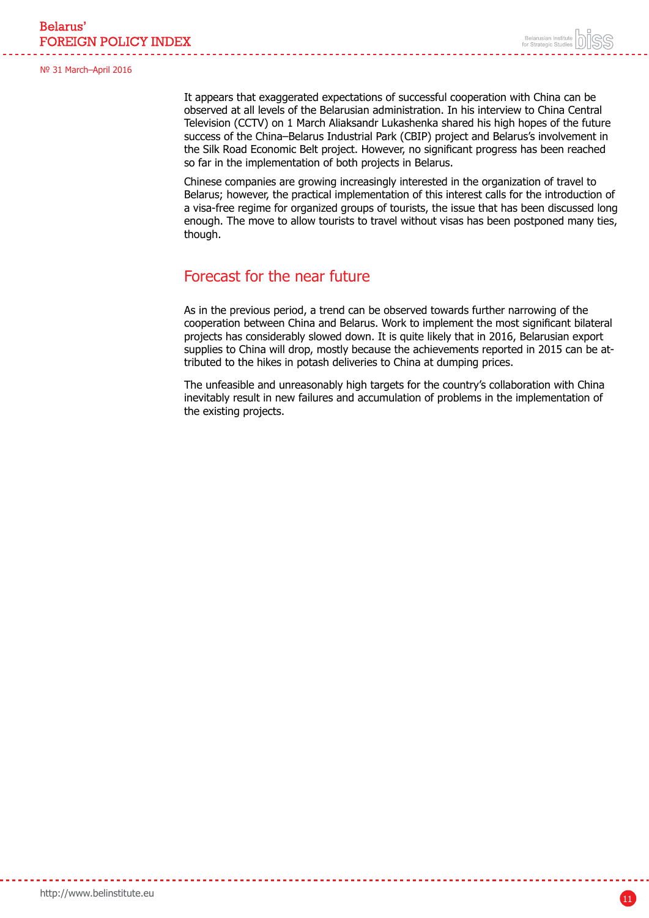It appears that exaggerated expectations of successful cooperation with China can be observed at all levels of the Belarusian administration. In his interview to China Central Television (CCTV) on 1 March Aliaksandr Lukashenka shared his high hopes of the future success of the China–Belarus Industrial Park (CBIP) project and Belarus's involvement in the Silk Road Economic Belt project. However, no significant progress has been reached so far in the implementation of both projects in Belarus.

Chinese companies are growing increasingly interested in the organization of travel to Belarus; however, the practical implementation of this interest calls for the introduction of a visa-free regime for organized groups of tourists, the issue that has been discussed long enough. The move to allow tourists to travel without visas has been postponed many ties, though.

## Forecast for the near future

As in the previous period, a trend can be observed towards further narrowing of the cooperation between China and Belarus. Work to implement the most significant bilateral projects has considerably slowed down. It is quite likely that in 2016, Belarusian export supplies to China will drop, mostly because the achievements reported in 2015 can be attributed to the hikes in potash deliveries to China at dumping prices.

The unfeasible and unreasonably high targets for the country's collaboration with China inevitably result in new failures and accumulation of problems in the implementation of the existing projects.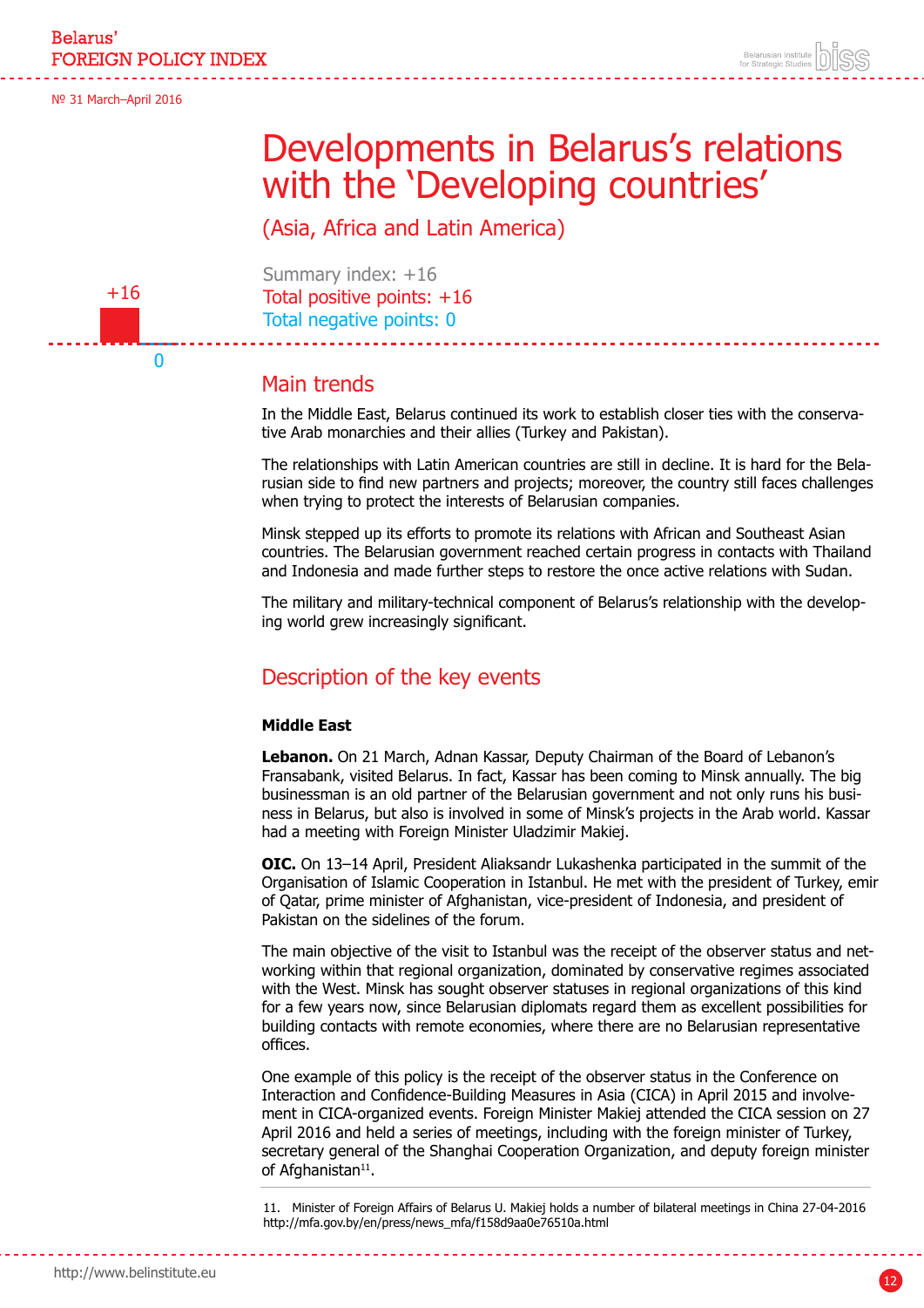# Developments in Belarus's relations with the 'Developing countries'

(Asia, Africa and Latin America)

Summary index: +16
Total positive points: +16
Total negative points: 0

+16

0

## Main trends

In the Middle East, Belarus continued its work to establish closer ties with the conservative Arab monarchies and their allies (Turkey and Pakistan).

The relationships with Latin American countries are still in decline. It is hard for the Belarusian side to find new partners and projects; moreover, the country still faces challenges when trying to protect the interests of Belarusian companies.

Minsk stepped up its efforts to promote its relations with African and Southeast Asian countries. The Belarusian government reached certain progress in contacts with Thailand and Indonesia and made further steps to restore the once active relations with Sudan.

The military and military-technical component of Belarus's relationship with the developing world grew increasingly significant.

## Description of the key events

### Middle East

**Lebanon.** On 21 March, Adnan Kassar, Deputy Chairman of the Board of Lebanon's Fransabank, visited Belarus. In fact, Kassar has been coming to Minsk annually. The big businessman is an old partner of the Belarusian government and not only runs his business in Belarus, but also is involved in some of Minsk's projects in the Arab world. Kassar had a meeting with Foreign Minister Uladzimir Makiej.

**OIC.** On 13–14 April, President Aliaksandr Lukashenka participated in the summit of the Organisation of Islamic Cooperation in Istanbul. He met with the president of Turkey, emir of Qatar, prime minister of Afghanistan, vice-president of Indonesia, and president of Pakistan on the sidelines of the forum.

The main objective of the visit to Istanbul was the receipt of the observer status and networking within that regional organization, dominated by conservative regimes associated with the West. Minsk has sought observer statuses in regional organizations of this kind for a few years now, since Belarusian diplomats regard them as excellent possibilities for building contacts with remote economies, where there are no Belarusian representative offices.

One example of this policy is the receipt of the observer status in the Conference on Interaction and Confidence-Building Measures in Asia (CICA) in April 2015 and involvement in CICA-organized events. Foreign Minister Makiej attended the CICA session on 27 April 2016 and held a series of meetings, including with the foreign minister of Turkey, secretary general of the Shanghai Cooperation Organization, and deputy foreign minister of Afghanistan[11].

11. Minister of Foreign Affairs of Belarus U. Makiej holds a number of bilateral meetings in China 27-04-2016 http://mfa.gov.by/en/press/news_mfa/f158d9aa0e76510a.html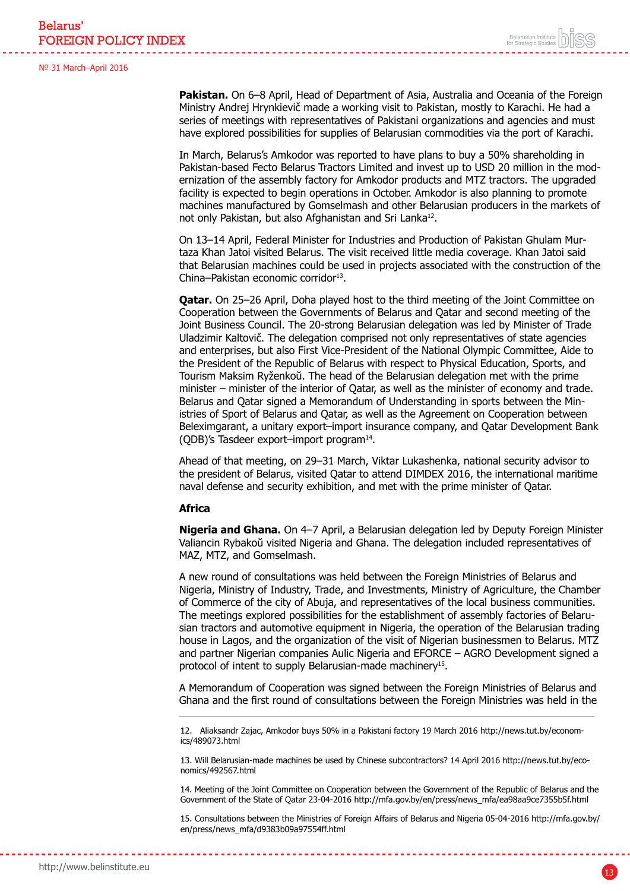**Pakistan.** On 6–8 April, Head of Department of Asia, Australia and Oceania of the Foreign Ministry Andrej Hrynkievič made a working visit to Pakistan, mostly to Karachi. He had a series of meetings with representatives of Pakistani organizations and agencies and must have explored possibilities for supplies of Belarusian commodities via the port of Karachi.

In March, Belarus's Amkodor was reported to have plans to buy a 50% shareholding in Pakistan-based Fecto Belarus Tractors Limited and invest up to USD 20 million in the modernization of the assembly factory for Amkodor products and MTZ tractors. The upgraded facility is expected to begin operations in October. Amkodor is also planning to promote machines manufactured by Gomselmash and other Belarusian producers in the markets of not only Pakistan, but also Afghanistan and Sri Lanka[12].

On 13–14 April, Federal Minister for Industries and Production of Pakistan Ghulam Murtaza Khan Jatoi visited Belarus. The visit received little media coverage. Khan Jatoi said that Belarusian machines could be used in projects associated with the construction of the China–Pakistan economic corridor[13].

**Qatar.** On 25–26 April, Doha played host to the third meeting of the Joint Committee on Cooperation between the Governments of Belarus and Qatar and second meeting of the Joint Business Council. The 20-strong Belarusian delegation was led by Minister of Trade Uladzimir Kaltovič. The delegation comprised not only representatives of state agencies and enterprises, but also First Vice-President of the National Olympic Committee, Aide to the President of the Republic of Belarus with respect to Physical Education, Sports, and Tourism Maksim Ryženkoŭ. The head of the Belarusian delegation met with the prime minister – minister of the interior of Qatar, as well as the minister of economy and trade. Belarus and Qatar signed a Memorandum of Understanding in sports between the Ministries of Sport of Belarus and Qatar, as well as the Agreement on Cooperation between Beleximgarant, a unitary export–import insurance company, and Qatar Development Bank (QDB)'s Tasdeer export–import program[14].

Ahead of that meeting, on 29–31 March, Viktar Lukashenka, national security advisor to the president of Belarus, visited Qatar to attend DIMDEX 2016, the international maritime naval defense and security exhibition, and met with the prime minister of Qatar.

### Africa

**Nigeria and Ghana.** On 4–7 April, a Belarusian delegation led by Deputy Foreign Minister Valiancin Rybakoŭ visited Nigeria and Ghana. The delegation included representatives of MAZ, MTZ, and Gomselmash.

A new round of consultations was held between the Foreign Ministries of Belarus and Nigeria, Ministry of Industry, Trade, and Investments, Ministry of Agriculture, the Chamber of Commerce of the city of Abuja, and representatives of the local business communities. The meetings explored possibilities for the establishment of assembly factories of Belarusian tractors and automotive equipment in Nigeria, the operation of the Belarusian trading house in Lagos, and the organization of the visit of Nigerian businessmen to Belarus. MTZ and partner Nigerian companies Aulic Nigeria and EFORCE – AGRO Development signed a protocol of intent to supply Belarusian-made machinery[15].

A Memorandum of Cooperation was signed between the Foreign Ministries of Belarus and Ghana and the first round of consultations between the Foreign Ministries was held in the

---

12. Aliaksandr Zajac, Amkodor buys 50% in a Pakistani factory 19 March 2016 http://news.tut.by/economics/489073.html

13. Will Belarusian-made machines be used by Chinese subcontractors? 14 April 2016 http://news.tut.by/economics/492567.html

14. Meeting of the Joint Committee on Cooperation between the Government of the Republic of Belarus and the Government of the State of Qatar 23-04-2016 http://mfa.gov.by/en/press/news_mfa/ea98aa9ce7355b5f.html

15. Consultations between the Ministries of Foreign Affairs of Belarus and Nigeria 05-04-2016 http://mfa.gov.by/en/press/news_mfa/d9383b09a97554ff.html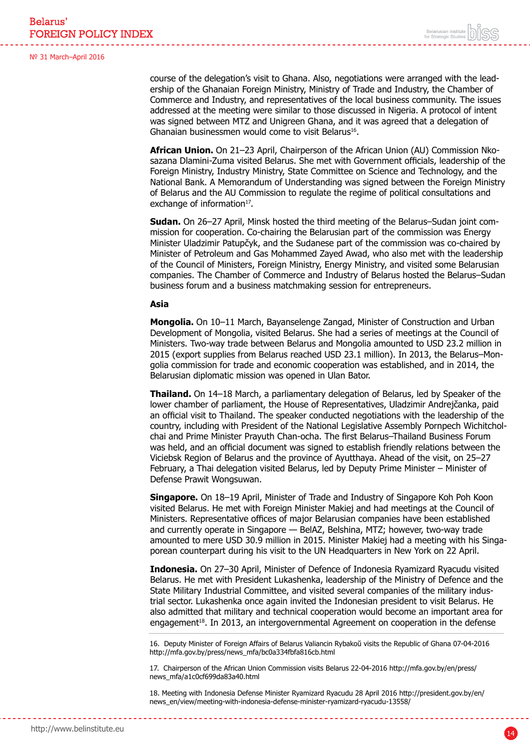course of the delegation's visit to Ghana. Also, negotiations were arranged with the leadership of the Ghanaian Foreign Ministry, Ministry of Trade and Industry, the Chamber of Commerce and Industry, and representatives of the local business community. The issues addressed at the meeting were similar to those discussed in Nigeria. A protocol of intent was signed between MTZ and Unigreen Ghana, and it was agreed that a delegation of Ghanaian businessmen would come to visit Belarus[16].

**African Union.** On 21–23 April, Chairperson of the African Union (AU) Commission Nkosazana Dlamini-Zuma visited Belarus. She met with Government officials, leadership of the Foreign Ministry, Industry Ministry, State Committee on Science and Technology, and the National Bank. A Memorandum of Understanding was signed between the Foreign Ministry of Belarus and the AU Commission to regulate the regime of political consultations and exchange of information[17].

**Sudan.** On 26–27 April, Minsk hosted the third meeting of the Belarus–Sudan joint commission for cooperation. Co-chairing the Belarusian part of the commission was Energy Minister Uladzimir Patupčyk, and the Sudanese part of the commission was co-chaired by Minister of Petroleum and Gas Mohammed Zayed Awad, who also met with the leadership of the Council of Ministers, Foreign Ministry, Energy Ministry, and visited some Belarusian companies. The Chamber of Commerce and Industry of Belarus hosted the Belarus–Sudan business forum and a business matchmaking session for entrepreneurs.

**Asia**

**Mongolia.** On 10–11 March, Bayanselenge Zangad, Minister of Construction and Urban Development of Mongolia, visited Belarus. She had a series of meetings at the Council of Ministers. Two-way trade between Belarus and Mongolia amounted to USD 23.2 million in 2015 (export supplies from Belarus reached USD 23.1 million). In 2013, the Belarus–Mongolia commission for trade and economic cooperation was established, and in 2014, the Belarusian diplomatic mission was opened in Ulan Bator.

**Thailand.** On 14–18 March, a parliamentary delegation of Belarus, led by Speaker of the lower chamber of parliament, the House of Representatives, Uladzimir Andrejčanka, paid an official visit to Thailand. The speaker conducted negotiations with the leadership of the country, including with President of the National Legislative Assembly Pornpech Wichitcholchai and Prime Minister Prayuth Chan-ocha. The first Belarus–Thailand Business Forum was held, and an official document was signed to establish friendly relations between the Viciebsk Region of Belarus and the province of Ayutthaya. Ahead of the visit, on 25–27 February, a Thai delegation visited Belarus, led by Deputy Prime Minister – Minister of Defense Prawit Wongsuwan.

**Singapore.** On 18–19 April, Minister of Trade and Industry of Singapore Koh Poh Koon visited Belarus. He met with Foreign Minister Makiej and had meetings at the Council of Ministers. Representative offices of major Belarusian companies have been established and currently operate in Singapore — BelAZ, Belshina, MTZ; however, two-way trade amounted to mere USD 30.9 million in 2015. Minister Makiej had a meeting with his Singaporean counterpart during his visit to the UN Headquarters in New York on 22 April.

**Indonesia.** On 27–30 April, Minister of Defence of Indonesia Ryamizard Ryacudu visited Belarus. He met with President Lukashenka, leadership of the Ministry of Defence and the State Military Industrial Committee, and visited several companies of the military industrial sector. Lukashenka once again invited the Indonesian president to visit Belarus. He also admitted that military and technical cooperation would become an important area for engagement[18]. In 2013, an intergovernmental Agreement on cooperation in the defense

---

16. Deputy Minister of Foreign Affairs of Belarus Valiancin Rybakoŭ visits the Republic of Ghana 07-04-2016 http://mfa.gov.by/press/news_mfa/bc0a334fbfa816cb.html

17. Chairperson of the African Union Commission visits Belarus 22-04-2016 http://mfa.gov.by/en/press/news_mfa/a1c0cf699da83a40.html

18. Meeting with Indonesia Defense Minister Ryamizard Ryacudu 28 April 2016 http://president.gov.by/en/news_en/view/meeting-with-indonesia-defense-minister-ryamizard-ryacudu-13558/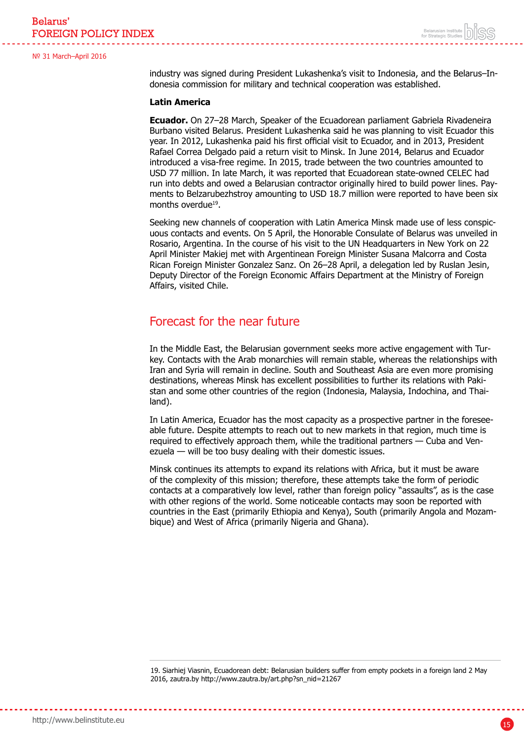industry was signed during President Lukashenka's visit to Indonesia, and the Belarus–Indonesia commission for military and technical cooperation was established.

### Latin America

**Ecuador.** On 27–28 March, Speaker of the Ecuadorean parliament Gabriela Rivadeneira Burbano visited Belarus. President Lukashenka said he was planning to visit Ecuador this year. In 2012, Lukashenka paid his first official visit to Ecuador, and in 2013, President Rafael Correa Delgado paid a return visit to Minsk. In June 2014, Belarus and Ecuador introduced a visa-free regime. In 2015, trade between the two countries amounted to USD 77 million. In late March, it was reported that Ecuadorean state-owned CELEC had run into debts and owed a Belarusian contractor originally hired to build power lines. Payments to Belzarubezhstroy amounting to USD 18.7 million were reported to have been six months overdue[19].

Seeking new channels of cooperation with Latin America Minsk made use of less conspicuous contacts and events. On 5 April, the Honorable Consulate of Belarus was unveiled in Rosario, Argentina. In the course of his visit to the UN Headquarters in New York on 22 April Minister Makiej met with Argentinean Foreign Minister Susana Malcorra and Costa Rican Foreign Minister Gonzalez Sanz. On 26–28 April, a delegation led by Ruslan Jesin, Deputy Director of the Foreign Economic Affairs Department at the Ministry of Foreign Affairs, visited Chile.

## Forecast for the near future

In the Middle East, the Belarusian government seeks more active engagement with Turkey. Contacts with the Arab monarchies will remain stable, whereas the relationships with Iran and Syria will remain in decline. South and Southeast Asia are even more promising destinations, whereas Minsk has excellent possibilities to further its relations with Pakistan and some other countries of the region (Indonesia, Malaysia, Indochina, and Thailand).

In Latin America, Ecuador has the most capacity as a prospective partner in the foreseeable future. Despite attempts to reach out to new markets in that region, much time is required to effectively approach them, while the traditional partners — Cuba and Venezuela — will be too busy dealing with their domestic issues.

Minsk continues its attempts to expand its relations with Africa, but it must be aware of the complexity of this mission; therefore, these attempts take the form of periodic contacts at a comparatively low level, rather than foreign policy "assaults", as is the case with other regions of the world. Some noticeable contacts may soon be reported with countries in the East (primarily Ethiopia and Kenya), South (primarily Angola and Mozambique) and West of Africa (primarily Nigeria and Ghana).

---

19. Siarhiej Viasnin, Ecuadorean debt: Belarusian builders suffer from empty pockets in a foreign land 2 May 2016, zautra.by http://www.zautra.by/art.php?sn_nid=21267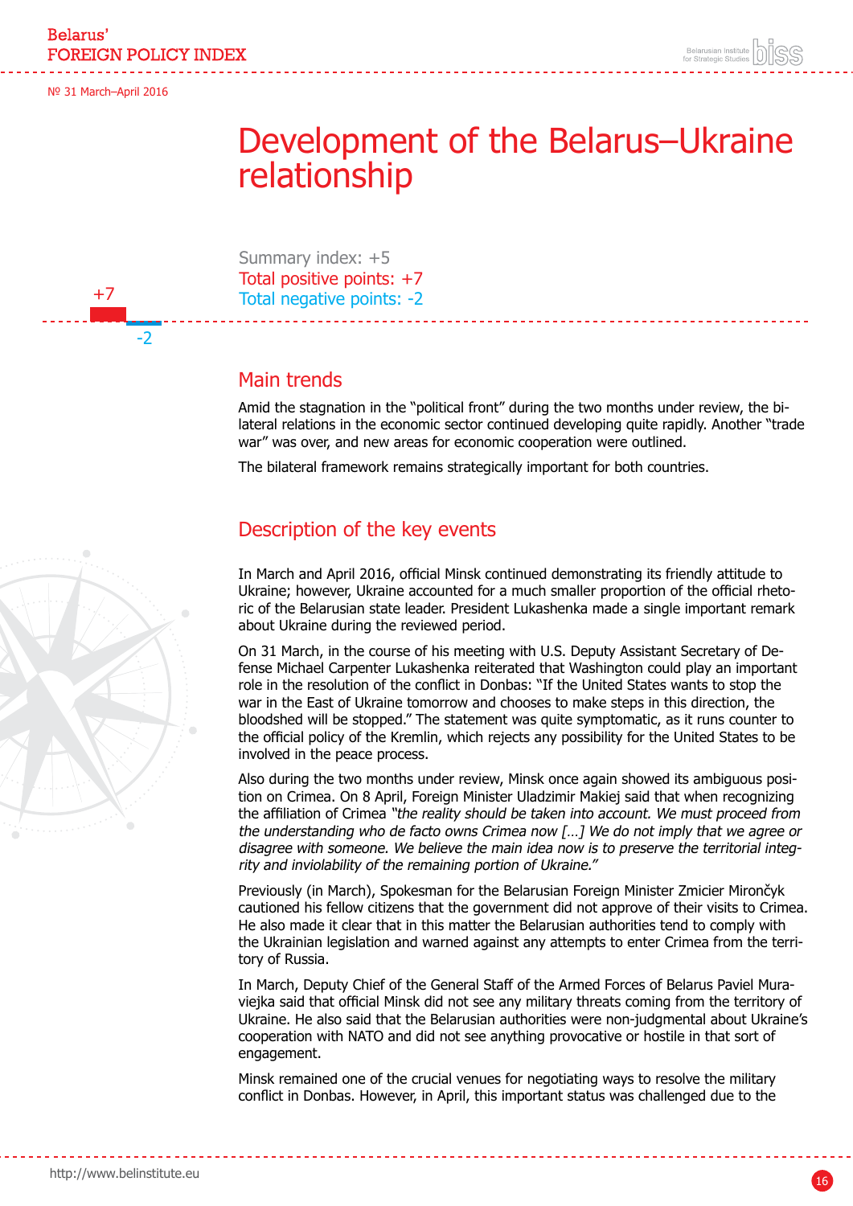# Development of the Belarus–Ukraine relationship

Summary index: +5
Total positive points: +7
Total negative points: -2

## Main trends

Amid the stagnation in the "political front" during the two months under review, the bilateral relations in the economic sector continued developing quite rapidly. Another "trade war" was over, and new areas for economic cooperation were outlined.

The bilateral framework remains strategically important for both countries.

## Description of the key events

In March and April 2016, official Minsk continued demonstrating its friendly attitude to Ukraine; however, Ukraine accounted for a much smaller proportion of the official rhetoric of the Belarusian state leader. President Lukashenka made a single important remark about Ukraine during the reviewed period.

On 31 March, in the course of his meeting with U.S. Deputy Assistant Secretary of Defense Michael Carpenter Lukashenka reiterated that Washington could play an important role in the resolution of the conflict in Donbas: "If the United States wants to stop the war in the East of Ukraine tomorrow and chooses to make steps in this direction, the bloodshed will be stopped." The statement was quite symptomatic, as it runs counter to the official policy of the Kremlin, which rejects any possibility for the United States to be involved in the peace process.

Also during the two months under review, Minsk once again showed its ambiguous position on Crimea. On 8 April, Foreign Minister Uladzimir Makiej said that when recognizing the affiliation of Crimea *"the reality should be taken into account. We must proceed from the understanding who de facto owns Crimea now […] We do not imply that we agree or disagree with someone. We believe the main idea now is to preserve the territorial integrity and inviolability of the remaining portion of Ukraine."*

Previously (in March), Spokesman for the Belarusian Foreign Minister Zmicier Mirončyk cautioned his fellow citizens that the government did not approve of their visits to Crimea. He also made it clear that in this matter the Belarusian authorities tend to comply with the Ukrainian legislation and warned against any attempts to enter Crimea from the territory of Russia.

In March, Deputy Chief of the General Staff of the Armed Forces of Belarus Paviel Muraviejka said that official Minsk did not see any military threats coming from the territory of Ukraine. He also said that the Belarusian authorities were non-judgmental about Ukraine's cooperation with NATO and did not see anything provocative or hostile in that sort of engagement.

Minsk remained one of the crucial venues for negotiating ways to resolve the military conflict in Donbas. However, in April, this important status was challenged due to the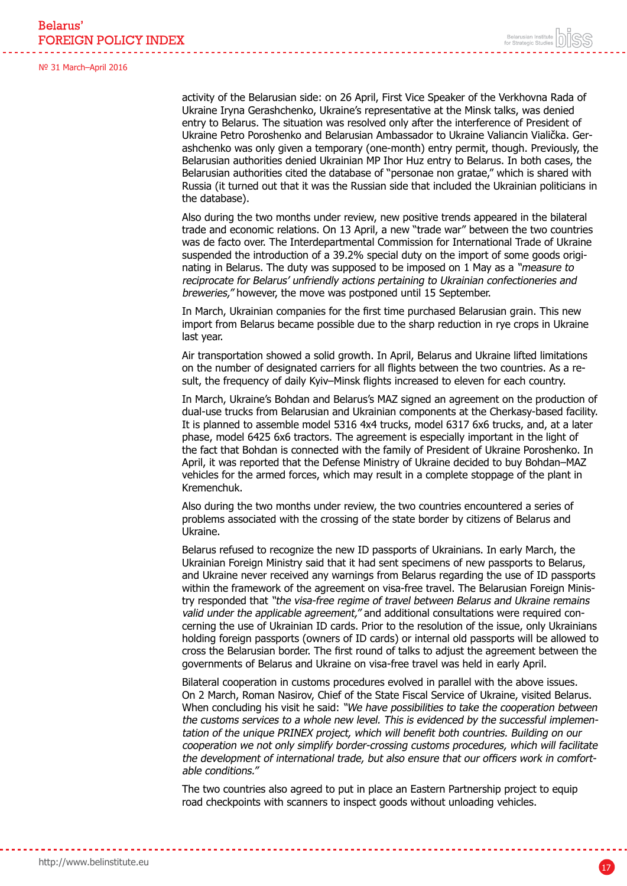activity of the Belarusian side: on 26 April, First Vice Speaker of the Verkhovna Rada of Ukraine Iryna Gerashchenko, Ukraine's representative at the Minsk talks, was denied entry to Belarus. The situation was resolved only after the interference of President of Ukraine Petro Poroshenko and Belarusian Ambassador to Ukraine Valiancin Vialička. Gerashchenko was only given a temporary (one-month) entry permit, though. Previously, the Belarusian authorities denied Ukrainian MP Ihor Huz entry to Belarus. In both cases, the Belarusian authorities cited the database of "personae non gratae," which is shared with Russia (it turned out that it was the Russian side that included the Ukrainian politicians in the database).

Also during the two months under review, new positive trends appeared in the bilateral trade and economic relations. On 13 April, a new "trade war" between the two countries was de facto over. The Interdepartmental Commission for International Trade of Ukraine suspended the introduction of a 39.2% special duty on the import of some goods originating in Belarus. The duty was supposed to be imposed on 1 May as a *"measure to reciprocate for Belarus' unfriendly actions pertaining to Ukrainian confectioneries and breweries,"* however, the move was postponed until 15 September.

In March, Ukrainian companies for the first time purchased Belarusian grain. This new import from Belarus became possible due to the sharp reduction in rye crops in Ukraine last year.

Air transportation showed a solid growth. In April, Belarus and Ukraine lifted limitations on the number of designated carriers for all flights between the two countries. As a result, the frequency of daily Kyiv–Minsk flights increased to eleven for each country.

In March, Ukraine's Bohdan and Belarus's MAZ signed an agreement on the production of dual-use trucks from Belarusian and Ukrainian components at the Cherkasy-based facility. It is planned to assemble model 5316 4x4 trucks, model 6317 6x6 trucks, and, at a later phase, model 6425 6x6 tractors. The agreement is especially important in the light of the fact that Bohdan is connected with the family of President of Ukraine Poroshenko. In April, it was reported that the Defense Ministry of Ukraine decided to buy Bohdan–MAZ vehicles for the armed forces, which may result in a complete stoppage of the plant in Kremenchuk.

Also during the two months under review, the two countries encountered a series of problems associated with the crossing of the state border by citizens of Belarus and Ukraine.

Belarus refused to recognize the new ID passports of Ukrainians. In early March, the Ukrainian Foreign Ministry said that it had sent specimens of new passports to Belarus, and Ukraine never received any warnings from Belarus regarding the use of ID passports within the framework of the agreement on visa-free travel. The Belarusian Foreign Ministry responded that *"the visa-free regime of travel between Belarus and Ukraine remains valid under the applicable agreement,"* and additional consultations were required concerning the use of Ukrainian ID cards. Prior to the resolution of the issue, only Ukrainians holding foreign passports (owners of ID cards) or internal old passports will be allowed to cross the Belarusian border. The first round of talks to adjust the agreement between the governments of Belarus and Ukraine on visa-free travel was held in early April.

Bilateral cooperation in customs procedures evolved in parallel with the above issues. On 2 March, Roman Nasirov, Chief of the State Fiscal Service of Ukraine, visited Belarus. When concluding his visit he said: *"We have possibilities to take the cooperation between the customs services to a whole new level. This is evidenced by the successful implementation of the unique PRINEX project, which will benefit both countries. Building on our cooperation we not only simplify border-crossing customs procedures, which will facilitate the development of international trade, but also ensure that our officers work in comfortable conditions."*

The two countries also agreed to put in place an Eastern Partnership project to equip road checkpoints with scanners to inspect goods without unloading vehicles.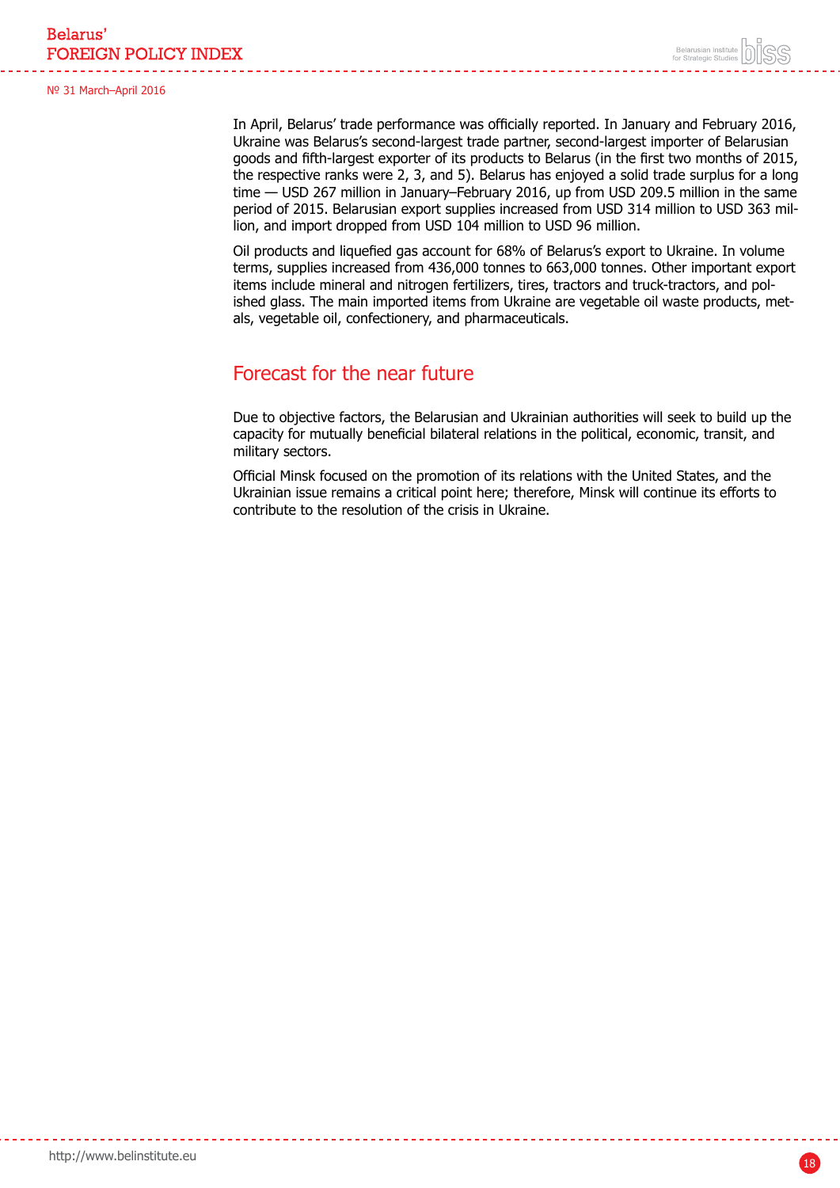In April, Belarus' trade performance was officially reported. In January and February 2016, Ukraine was Belarus's second-largest trade partner, second-largest importer of Belarusian goods and fifth-largest exporter of its products to Belarus (in the first two months of 2015, the respective ranks were 2, 3, and 5). Belarus has enjoyed a solid trade surplus for a long time — USD 267 million in January–February 2016, up from USD 209.5 million in the same period of 2015. Belarusian export supplies increased from USD 314 million to USD 363 million, and import dropped from USD 104 million to USD 96 million.

Oil products and liquefied gas account for 68% of Belarus's export to Ukraine. In volume terms, supplies increased from 436,000 tonnes to 663,000 tonnes. Other important export items include mineral and nitrogen fertilizers, tires, tractors and truck-tractors, and polished glass. The main imported items from Ukraine are vegetable oil waste products, metals, vegetable oil, confectionery, and pharmaceuticals.

## Forecast for the near future

Due to objective factors, the Belarusian and Ukrainian authorities will seek to build up the capacity for mutually beneficial bilateral relations in the political, economic, transit, and military sectors.

Official Minsk focused on the promotion of its relations with the United States, and the Ukrainian issue remains a critical point here; therefore, Minsk will continue its efforts to contribute to the resolution of the crisis in Ukraine.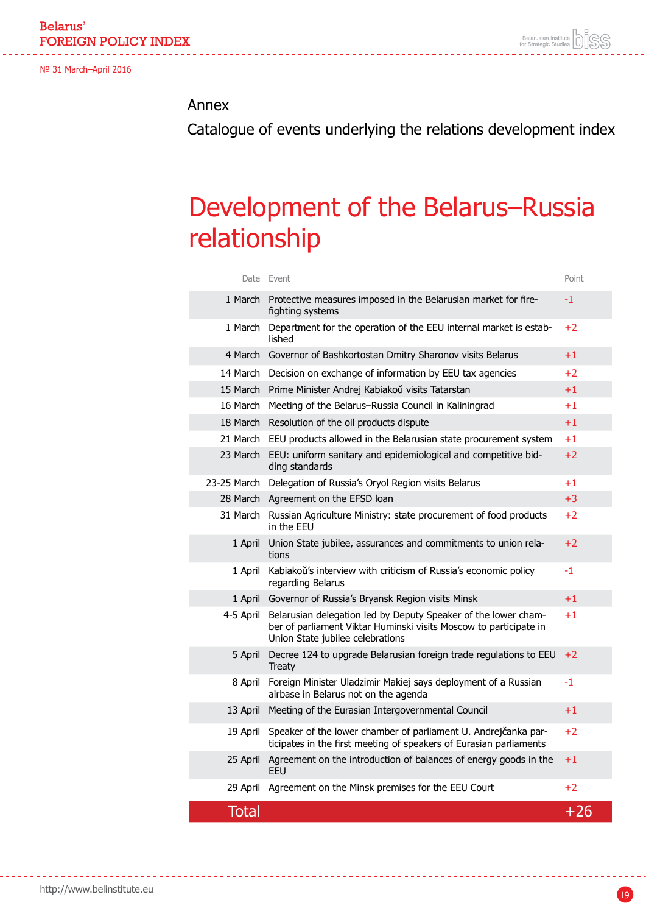## Annex

Catalogue of events underlying the relations development index

# Development of the Belarus–Russia relationship

| Date | Event | Point |
|---|---|---|
| 1 March | Protective measures imposed in the Belarusian market for fire-fighting systems | -1 |
| 1 March | Department for the operation of the EEU internal market is established | +2 |
| 4 March | Governor of Bashkortostan Dmitry Sharonov visits Belarus | +1 |
| 14 March | Decision on exchange of information by EEU tax agencies | +2 |
| 15 March | Prime Minister Andrej Kabiakoŭ visits Tatarstan | +1 |
| 16 March | Meeting of the Belarus–Russia Council in Kaliningrad | +1 |
| 18 March | Resolution of the oil products dispute | +1 |
| 21 March | EEU products allowed in the Belarusian state procurement system | +1 |
| 23 March | EEU: uniform sanitary and epidemiological and competitive bidding standards | +2 |
| 23-25 March | Delegation of Russia's Oryol Region visits Belarus | +1 |
| 28 March | Agreement on the EFSD loan | +3 |
| 31 March | Russian Agriculture Ministry: state procurement of food products in the EEU | +2 |
| 1 April | Union State jubilee, assurances and commitments to union relations | +2 |
| 1 April | Kabiakoŭ's interview with criticism of Russia's economic policy regarding Belarus | -1 |
| 1 April | Governor of Russia's Bryansk Region visits Minsk | +1 |
| 4-5 April | Belarusian delegation led by Deputy Speaker of the lower chamber of parliament Viktar Huminski visits Moscow to participate in Union State jubilee celebrations | +1 |
| 5 April | Decree 124 to upgrade Belarusian foreign trade regulations to EEU Treaty | +2 |
| 8 April | Foreign Minister Uladzimir Makiej says deployment of a Russian airbase in Belarus not on the agenda | -1 |
| 13 April | Meeting of the Eurasian Intergovernmental Council | +1 |
| 19 April | Speaker of the lower chamber of parliament U. Andrejčanka participates in the first meeting of speakers of Eurasian parliaments | +2 |
| 25 April | Agreement on the introduction of balances of energy goods in the EEU | +1 |
| 29 April | Agreement on the Minsk premises for the EEU Court | +2 |
| **Total** | | **+26** |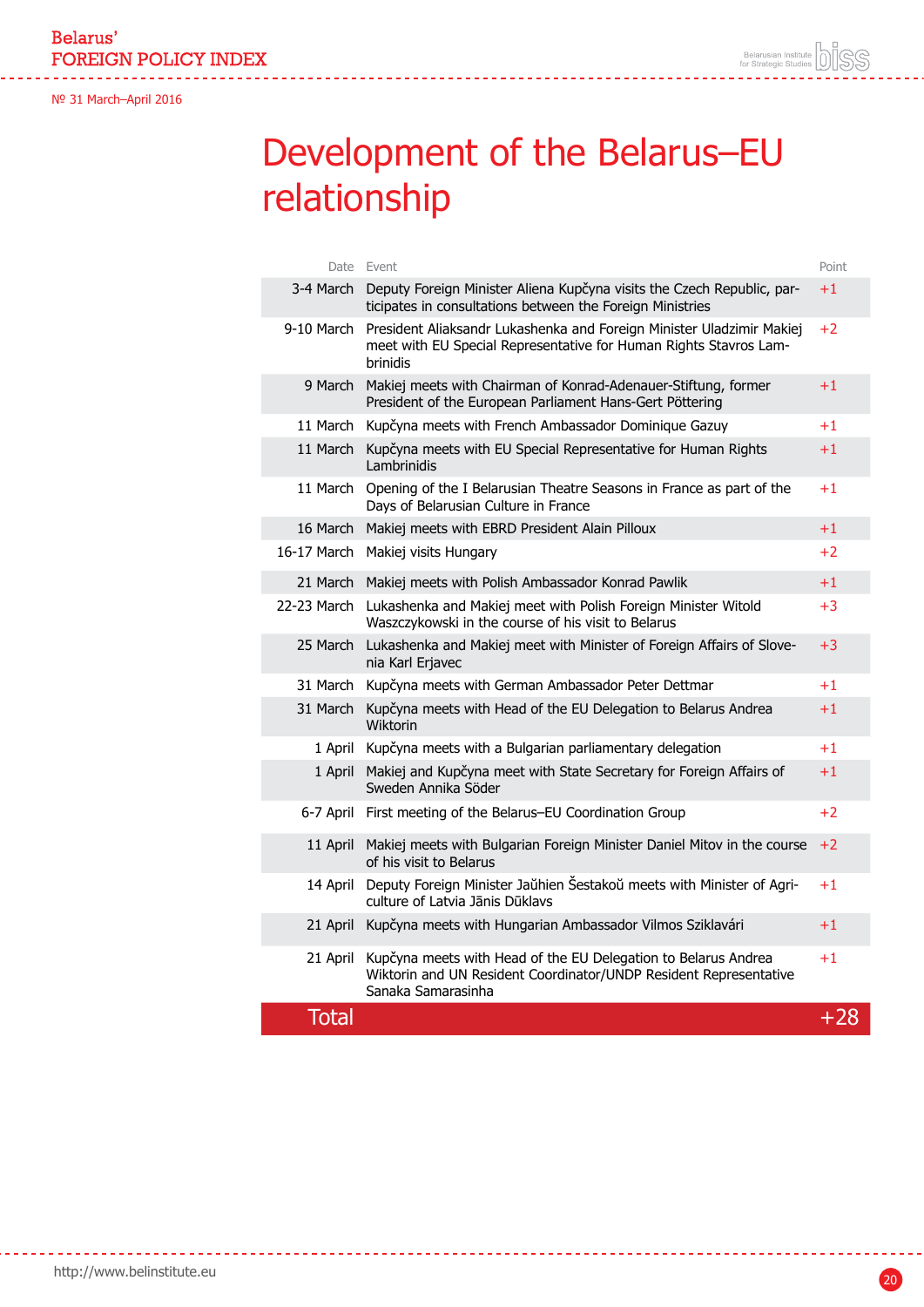# Development of the Belarus–EU relationship

| Date | Event | Point |
|---|---|---|
| 3-4 March | Deputy Foreign Minister Aliena Kupčyna visits the Czech Republic, participates in consultations between the Foreign Ministries | +1 |
| 9-10 March | President Aliaksandr Lukashenka and Foreign Minister Uladzimir Makiej meet with EU Special Representative for Human Rights Stavros Lambrinidis | +2 |
| 9 March | Makiej meets with Chairman of Konrad-Adenauer-Stiftung, former President of the European Parliament Hans-Gert Pöttering | +1 |
| 11 March | Kupčyna meets with French Ambassador Dominique Gazuy | +1 |
| 11 March | Kupčyna meets with EU Special Representative for Human Rights Lambrinidis | +1 |
| 11 March | Opening of the I Belarusian Theatre Seasons in France as part of the Days of Belarusian Culture in France | +1 |
| 16 March | Makiej meets with EBRD President Alain Pilloux | +1 |
| 16-17 March | Makiej visits Hungary | +2 |
| 21 March | Makiej meets with Polish Ambassador Konrad Pawlik | +1 |
| 22-23 March | Lukashenka and Makiej meet with Polish Foreign Minister Witold Waszczykowski in the course of his visit to Belarus | +3 |
| 25 March | Lukashenka and Makiej meet with Minister of Foreign Affairs of Slovenia Karl Erjavec | +3 |
| 31 March | Kupčyna meets with German Ambassador Peter Dettmar | +1 |
| 31 March | Kupčyna meets with Head of the EU Delegation to Belarus Andrea Wiktorin | +1 |
| 1 April | Kupčyna meets with a Bulgarian parliamentary delegation | +1 |
| 1 April | Makiej and Kupčyna meet with State Secretary for Foreign Affairs of Sweden Annika Söder | +1 |
| 6-7 April | First meeting of the Belarus–EU Coordination Group | +2 |
| 11 April | Makiej meets with Bulgarian Foreign Minister Daniel Mitov in the course of his visit to Belarus | +2 |
| 14 April | Deputy Foreign Minister Jaŭhien Šestakoŭ meets with Minister of Agriculture of Latvia Jānis Dūklavs | +1 |
| 21 April | Kupčyna meets with Hungarian Ambassador Vilmos Sziklavári | +1 |
| 21 April | Kupčyna meets with Head of the EU Delegation to Belarus Andrea Wiktorin and UN Resident Coordinator/UNDP Resident Representative Sanaka Samarasinha | +1 |
| **Total** | | **+28** |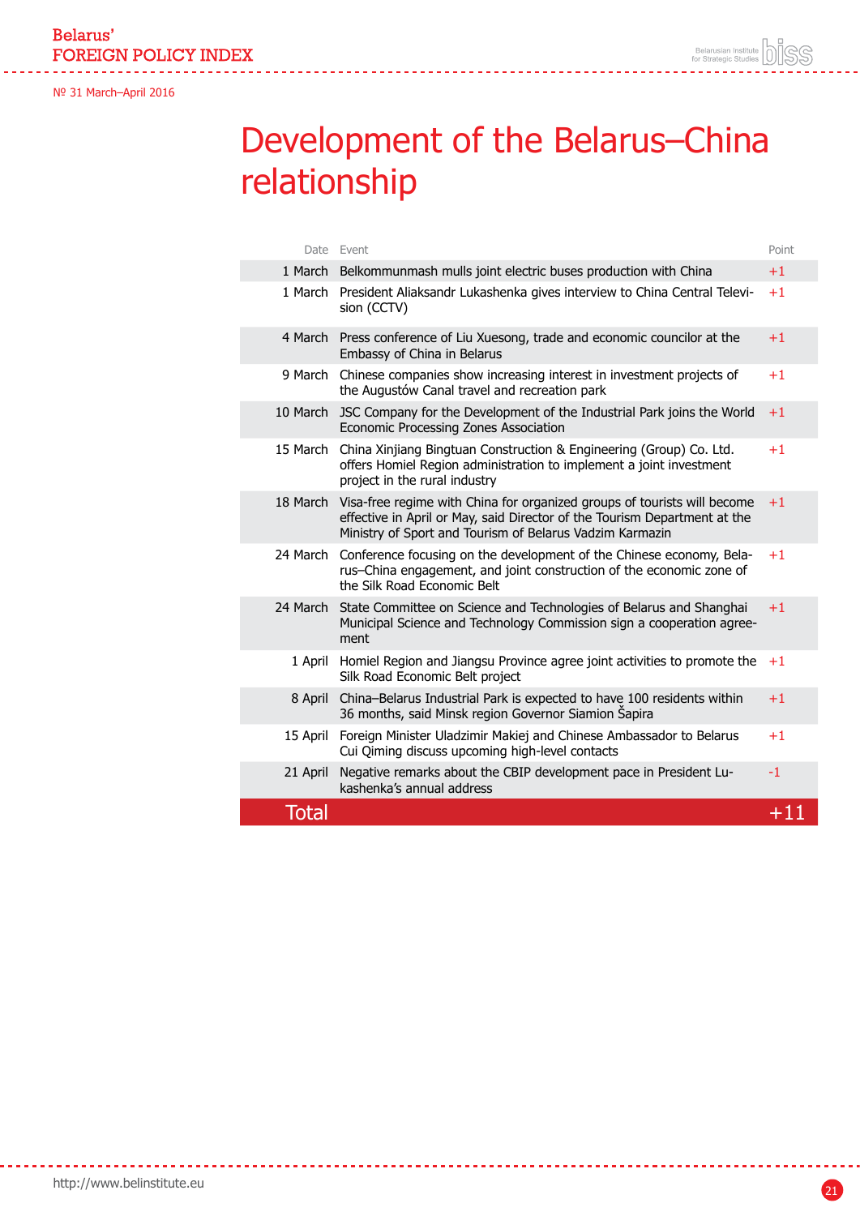# Development of the Belarus–China relationship

| Date | Event | Point |
|---|---|---|
| 1 March | Belkommunmash mulls joint electric buses production with China | +1 |
| 1 March | President Aliaksandr Lukashenka gives interview to China Central Television (CCTV) | +1 |
| 4 March | Press conference of Liu Xuesong, trade and economic councilor at the Embassy of China in Belarus | +1 |
| 9 March | Chinese companies show increasing interest in investment projects of the Augustów Canal travel and recreation park | +1 |
| 10 March | JSC Company for the Development of the Industrial Park joins the World Economic Processing Zones Association | +1 |
| 15 March | China Xinjiang Bingtuan Construction & Engineering (Group) Co. Ltd. offers Homiel Region administration to implement a joint investment project in the rural industry | +1 |
| 18 March | Visa-free regime with China for organized groups of tourists will become effective in April or May, said Director of the Tourism Department at the Ministry of Sport and Tourism of Belarus Vadzim Karmazin | +1 |
| 24 March | Conference focusing on the development of the Chinese economy, Belarus–China engagement, and joint construction of the economic zone of the Silk Road Economic Belt | +1 |
| 24 March | State Committee on Science and Technologies of Belarus and Shanghai Municipal Science and Technology Commission sign a cooperation agreement | +1 |
| 1 April | Homiel Region and Jiangsu Province agree joint activities to promote the Silk Road Economic Belt project | +1 |
| 8 April | China–Belarus Industrial Park is expected to have 100 residents within 36 months, said Minsk region Governor Siamion Šapira | +1 |
| 15 April | Foreign Minister Uladzimir Makiej and Chinese Ambassador to Belarus Cui Qiming discuss upcoming high-level contacts | +1 |
| 21 April | Negative remarks about the CBIP development pace in President Lukashenka's annual address | -1 |
| **Total** | | **+11** |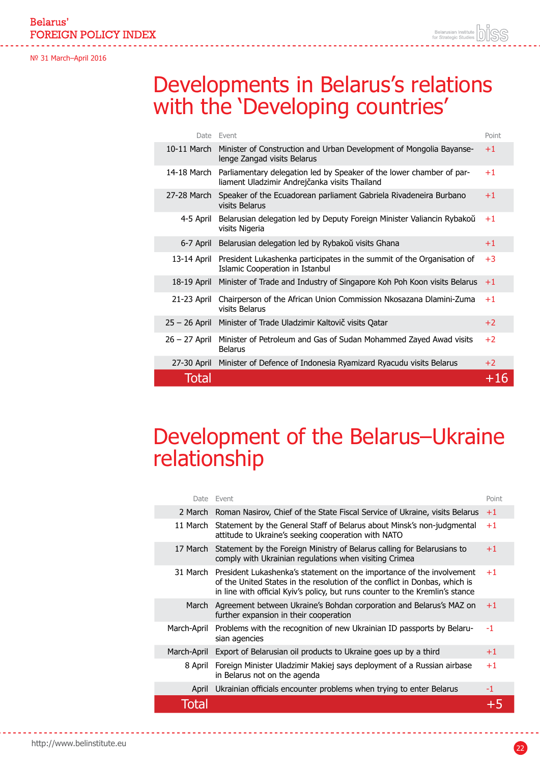# Developments in Belarus's relations with the 'Developing countries'

| Date | Event | Point |
|---|---|---|
| 10-11 March | Minister of Construction and Urban Development of Mongolia Bayanselenge Zangad visits Belarus | +1 |
| 14-18 March | Parliamentary delegation led by Speaker of the lower chamber of parliament Uladzimir Andrejčanka visits Thailand | +1 |
| 27-28 March | Speaker of the Ecuadorean parliament Gabriela Rivadeneira Burbano visits Belarus | +1 |
| 4-5 April | Belarusian delegation led by Deputy Foreign Minister Valiancin Rybakoŭ visits Nigeria | +1 |
| 6-7 April | Belarusian delegation led by Rybakoŭ visits Ghana | +1 |
| 13-14 April | President Lukashenka participates in the summit of the Organisation of Islamic Cooperation in Istanbul | +3 |
| 18-19 April | Minister of Trade and Industry of Singapore Koh Poh Koon visits Belarus | +1 |
| 21-23 April | Chairperson of the African Union Commission Nkosazana Dlamini-Zuma visits Belarus | +1 |
| 25 – 26 April | Minister of Trade Uladzimir Kaltovič visits Qatar | +2 |
| 26 – 27 April | Minister of Petroleum and Gas of Sudan Mohammed Zayed Awad visits Belarus | +2 |
| 27-30 April | Minister of Defence of Indonesia Ryamizard Ryacudu visits Belarus | +2 |
| **Total** | | **+16** |

# Development of the Belarus–Ukraine relationship

| Date | Event | Point |
|---|---|---|
| 2 March | Roman Nasirov, Chief of the State Fiscal Service of Ukraine, visits Belarus | +1 |
| 11 March | Statement by the General Staff of Belarus about Minsk's non-judgmental attitude to Ukraine's seeking cooperation with NATO | +1 |
| 17 March | Statement by the Foreign Ministry of Belarus calling for Belarusians to comply with Ukrainian regulations when visiting Crimea | +1 |
| 31 March | President Lukashenka's statement on the importance of the involvement of the United States in the resolution of the conflict in Donbas, which is in line with official Kyiv's policy, but runs counter to the Kremlin's stance | +1 |
| March | Agreement between Ukraine's Bohdan corporation and Belarus's MAZ on further expansion in their cooperation | +1 |
| March-April | Problems with the recognition of new Ukrainian ID passports by Belarusian agencies | -1 |
| March-April | Export of Belarusian oil products to Ukraine goes up by a third | +1 |
| 8 April | Foreign Minister Uladzimir Makiej says deployment of a Russian airbase in Belarus not on the agenda | +1 |
| April | Ukrainian officials encounter problems when trying to enter Belarus | -1 |
| **Total** | | **+5** |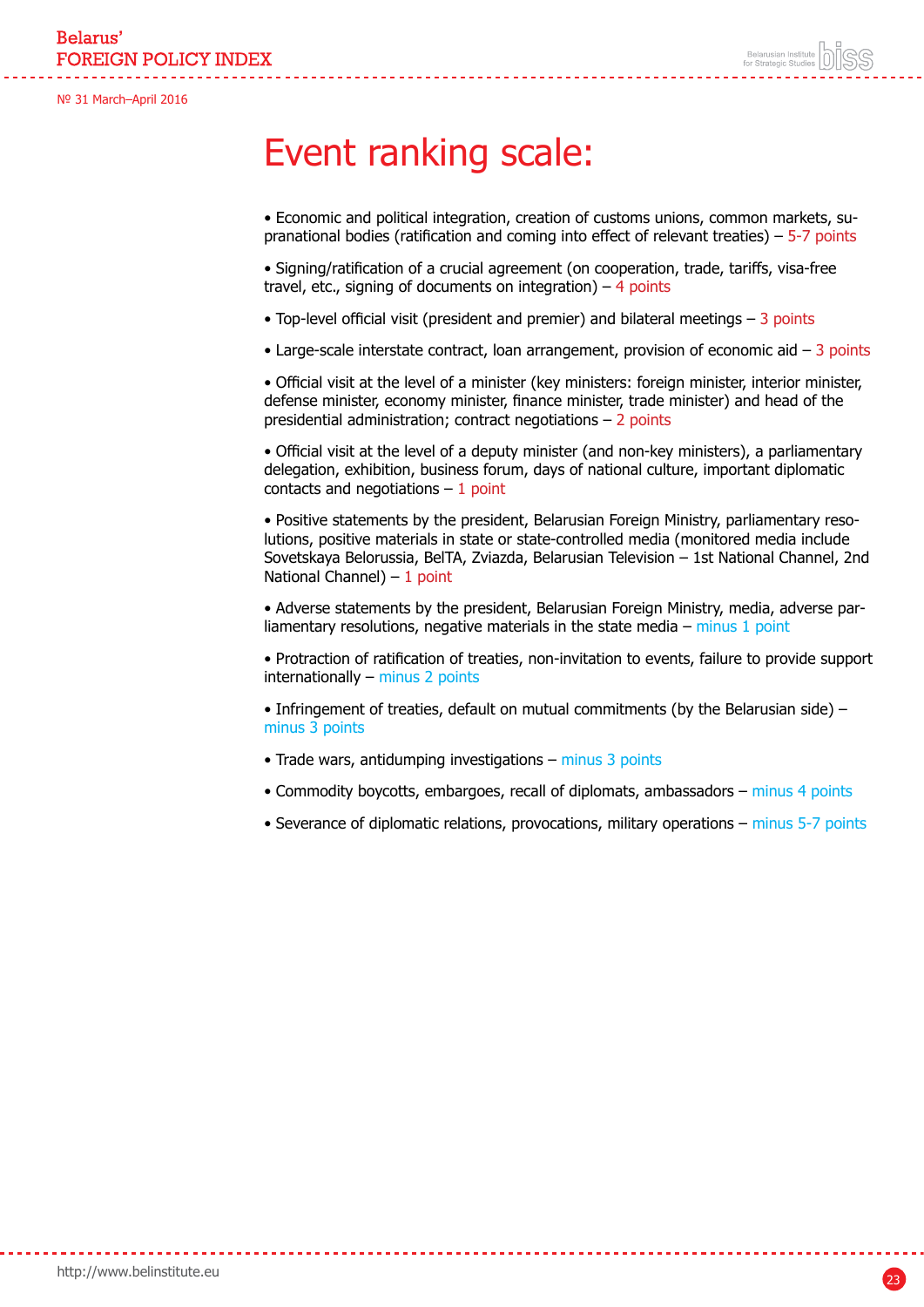# Event ranking scale:

- Economic and political integration, creation of customs unions, common markets, supranational bodies (ratification and coming into effect of relevant treaties) – 5-7 points
- Signing/ratification of a crucial agreement (on cooperation, trade, tariffs, visa-free travel, etc., signing of documents on integration) – 4 points
- Top-level official visit (president and premier) and bilateral meetings – 3 points
- Large-scale interstate contract, loan arrangement, provision of economic aid – 3 points
- Official visit at the level of a minister (key ministers: foreign minister, interior minister, defense minister, economy minister, finance minister, trade minister) and head of the presidential administration; contract negotiations – 2 points
- Official visit at the level of a deputy minister (and non-key ministers), a parliamentary delegation, exhibition, business forum, days of national culture, important diplomatic contacts and negotiations – 1 point
- Positive statements by the president, Belarusian Foreign Ministry, parliamentary resolutions, positive materials in state or state-controlled media (monitored media include Sovetskaya Belorussia, BelTA, Zviazda, Belarusian Television – 1st National Channel, 2nd National Channel) – 1 point
- Adverse statements by the president, Belarusian Foreign Ministry, media, adverse parliamentary resolutions, negative materials in the state media – minus 1 point
- Protraction of ratification of treaties, non-invitation to events, failure to provide support internationally – minus 2 points
- Infringement of treaties, default on mutual commitments (by the Belarusian side) – minus 3 points
- Trade wars, antidumping investigations – minus 3 points
- Commodity boycotts, embargoes, recall of diplomats, ambassadors – minus 4 points
- Severance of diplomatic relations, provocations, military operations – minus 5-7 points